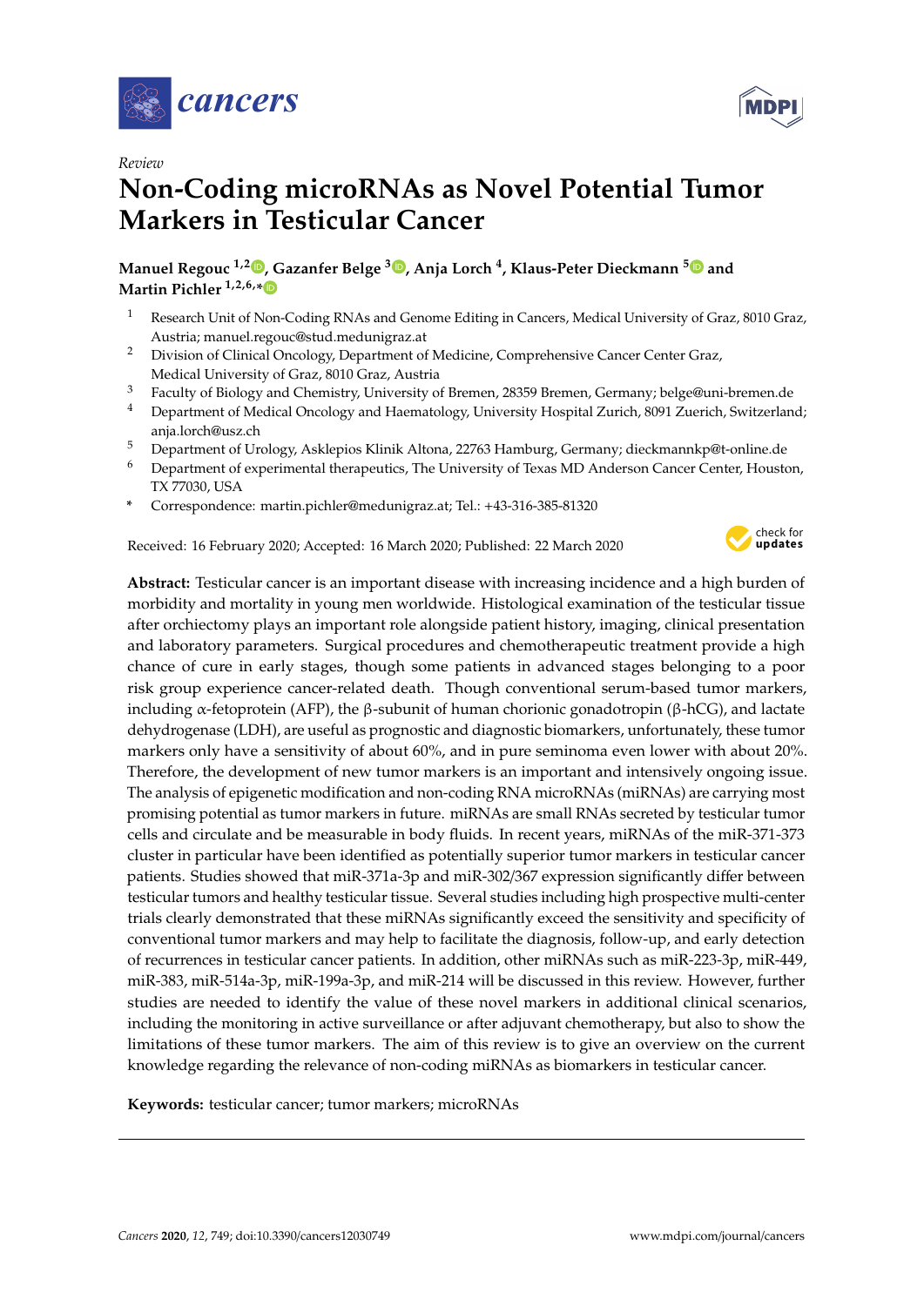*Review*

# Non-Coding microRNAs as Novel Potential Tumor Markers in Testicular Cancer

**Manuel Regouc [1,2], Gazanfer Belge [3], Anja Lorch [4], Klaus-Peter Dieckmann [5] and Martin Pichler [1,2,6,*]**

1. Research Unit of Non-Coding RNAs and Genome Editing in Cancers, Medical University of Graz, 8010 Graz, Austria; manuel.regouc@stud.medunigraz.at
2. Division of Clinical Oncology, Department of Medicine, Comprehensive Cancer Center Graz, Medical University of Graz, 8010 Graz, Austria
3. Faculty of Biology and Chemistry, University of Bremen, 28359 Bremen, Germany; belge@uni-bremen.de
4. Department of Medical Oncology and Haematology, University Hospital Zurich, 8091 Zuerich, Switzerland; anja.lorch@usz.ch
5. Department of Urology, Asklepios Klinik Altona, 22763 Hamburg, Germany; dieckmannkp@t-online.de
6. Department of experimental therapeutics, The University of Texas MD Anderson Cancer Center, Houston, TX 77030, USA

\* Correspondence: martin.pichler@medunigraz.at; Tel.: +43-316-385-81320

Received: 16 February 2020; Accepted: 16 March 2020; Published: 22 March 2020

**Abstract:** Testicular cancer is an important disease with increasing incidence and a high burden of morbidity and mortality in young men worldwide. Histological examination of the testicular tissue after orchiectomy plays an important role alongside patient history, imaging, clinical presentation and laboratory parameters. Surgical procedures and chemotherapeutic treatment provide a high chance of cure in early stages, though some patients in advanced stages belonging to a poor risk group experience cancer-related death. Though conventional serum-based tumor markers, including α-fetoprotein (AFP), the β-subunit of human chorionic gonadotropin (β-hCG), and lactate dehydrogenase (LDH), are useful as prognostic and diagnostic biomarkers, unfortunately, these tumor markers only have a sensitivity of about 60%, and in pure seminoma even lower with about 20%. Therefore, the development of new tumor markers is an important and intensively ongoing issue. The analysis of epigenetic modification and non-coding RNA microRNAs (miRNAs) are carrying most promising potential as tumor markers in future. miRNAs are small RNAs secreted by testicular tumor cells and circulate and be measurable in body fluids. In recent years, miRNAs of the miR-371-373 cluster in particular have been identified as potentially superior tumor markers in testicular cancer patients. Studies showed that miR-371a-3p and miR-302/367 expression significantly differ between testicular tumors and healthy testicular tissue. Several studies including high prospective multi-center trials clearly demonstrated that these miRNAs significantly exceed the sensitivity and specificity of conventional tumor markers and may help to facilitate the diagnosis, follow-up, and early detection of recurrences in testicular cancer patients. In addition, other miRNAs such as miR-223-3p, miR-449, miR-383, miR-514a-3p, miR-199a-3p, and miR-214 will be discussed in this review. However, further studies are needed to identify the value of these novel markers in additional clinical scenarios, including the monitoring in active surveillance or after adjuvant chemotherapy, but also to show the limitations of these tumor markers. The aim of this review is to give an overview on the current knowledge regarding the relevance of non-coding miRNAs as biomarkers in testicular cancer.

**Keywords:** testicular cancer; tumor markers; microRNAs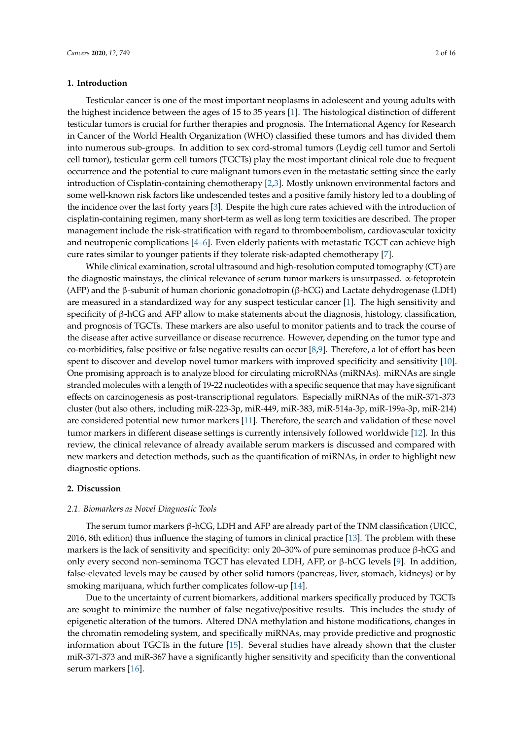## 1. Introduction

Testicular cancer is one of the most important neoplasms in adolescent and young adults with the highest incidence between the ages of 15 to 35 years [1]. The histological distinction of different testicular tumors is crucial for further therapies and prognosis. The International Agency for Research in Cancer of the World Health Organization (WHO) classified these tumors and has divided them into numerous sub-groups. In addition to sex cord-stromal tumors (Leydig cell tumor and Sertoli cell tumor), testicular germ cell tumors (TGCTs) play the most important clinical role due to frequent occurrence and the potential to cure malignant tumors even in the metastatic setting since the early introduction of Cisplatin-containing chemotherapy [2,3]. Mostly unknown environmental factors and some well-known risk factors like undescended testes and a positive family history led to a doubling of the incidence over the last forty years [3]. Despite the high cure rates achieved with the introduction of cisplatin-containing regimen, many short-term as well as long term toxicities are described. The proper management include the risk-stratification with regard to thromboembolism, cardiovascular toxicity and neutropenic complications [4–6]. Even elderly patients with metastatic TGCT can achieve high cure rates similar to younger patients if they tolerate risk-adapted chemotherapy [7].

While clinical examination, scrotal ultrasound and high-resolution computed tomography (CT) are the diagnostic mainstays, the clinical relevance of serum tumor markers is unsurpassed. α-fetoprotein (AFP) and the β-subunit of human chorionic gonadotropin (β-hCG) and Lactate dehydrogenase (LDH) are measured in a standardized way for any suspect testicular cancer [1]. The high sensitivity and specificity of β-hCG and AFP allow to make statements about the diagnosis, histology, classification, and prognosis of TGCTs. These markers are also useful to monitor patients and to track the course of the disease after active surveillance or disease recurrence. However, depending on the tumor type and co-morbidities, false positive or false negative results can occur [8,9]. Therefore, a lot of effort has been spent to discover and develop novel tumor markers with improved specificity and sensitivity [10]. One promising approach is to analyze blood for circulating microRNAs (miRNAs). miRNAs are single stranded molecules with a length of 19-22 nucleotides with a specific sequence that may have significant effects on carcinogenesis as post-transcriptional regulators. Especially miRNAs of the miR-371-373 cluster (but also others, including miR-223-3p, miR-449, miR-383, miR-514a-3p, miR-199a-3p, miR-214) are considered potential new tumor markers [11]. Therefore, the search and validation of these novel tumor markers in different disease settings is currently intensively followed worldwide [12]. In this review, the clinical relevance of already available serum markers is discussed and compared with new markers and detection methods, such as the quantification of miRNAs, in order to highlight new diagnostic options.

## 2. Discussion

### *2.1. Biomarkers as Novel Diagnostic Tools*

The serum tumor markers β-hCG, LDH and AFP are already part of the TNM classification (UICC, 2016, 8th edition) thus influence the staging of tumors in clinical practice [13]. The problem with these markers is the lack of sensitivity and specificity: only 20–30% of pure seminomas produce β-hCG and only every second non-seminoma TGCT has elevated LDH, AFP, or β-hCG levels [9]. In addition, false-elevated levels may be caused by other solid tumors (pancreas, liver, stomach, kidneys) or by smoking marijuana, which further complicates follow-up [14].

Due to the uncertainty of current biomarkers, additional markers specifically produced by TGCTs are sought to minimize the number of false negative/positive results. This includes the study of epigenetic alteration of the tumors. Altered DNA methylation and histone modifications, changes in the chromatin remodeling system, and specifically miRNAs, may provide predictive and prognostic information about TGCTs in the future [15]. Several studies have already shown that the cluster miR-371-373 and miR-367 have a significantly higher sensitivity and specificity than the conventional serum markers [16].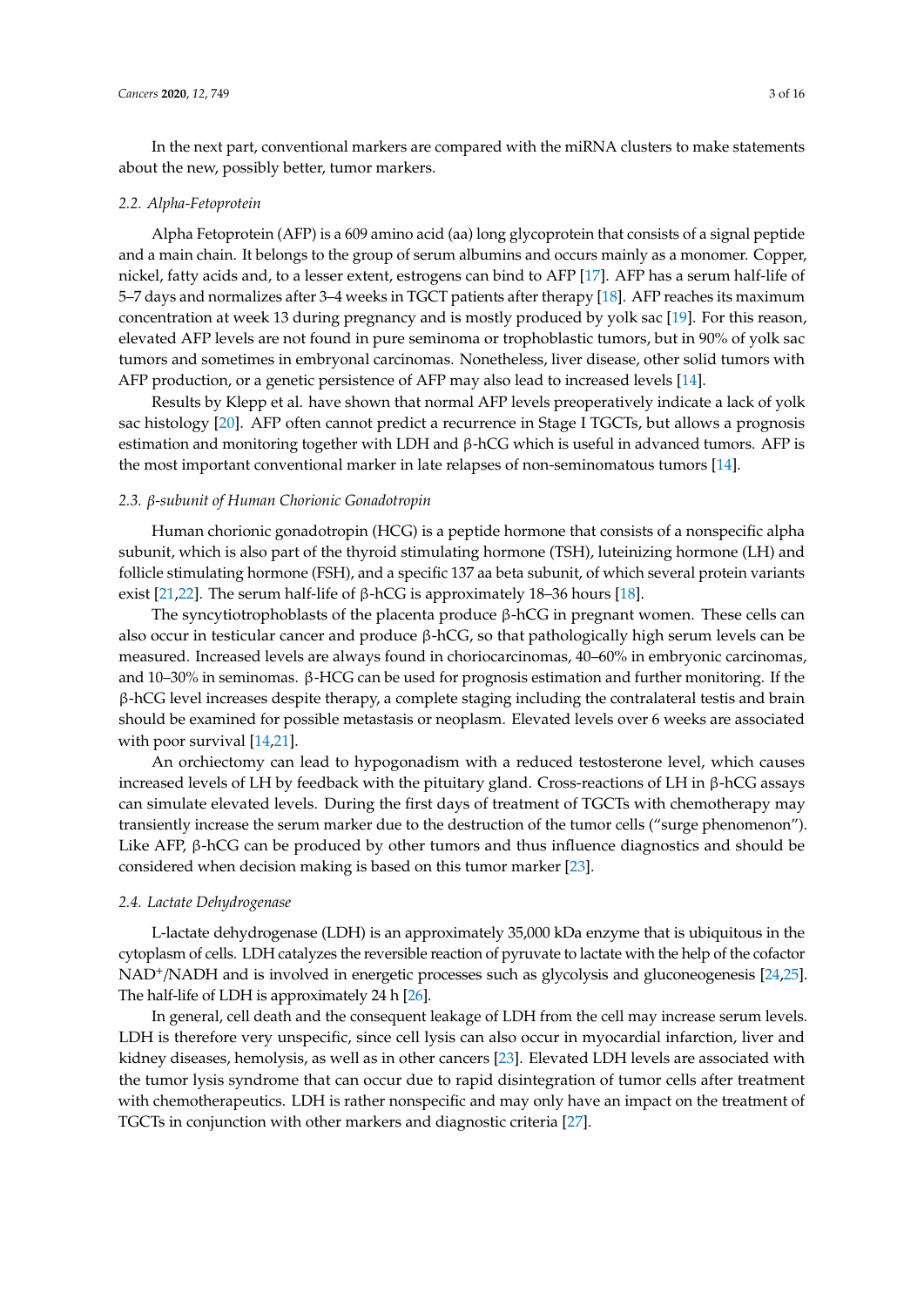In the next part, conventional markers are compared with the miRNA clusters to make statements about the new, possibly better, tumor markers.

### 2.2. Alpha-Fetoprotein

Alpha Fetoprotein (AFP) is a 609 amino acid (aa) long glycoprotein that consists of a signal peptide and a main chain. It belongs to the group of serum albumins and occurs mainly as a monomer. Copper, nickel, fatty acids and, to a lesser extent, estrogens can bind to AFP [17]. AFP has a serum half-life of 5–7 days and normalizes after 3–4 weeks in TGCT patients after therapy [18]. AFP reaches its maximum concentration at week 13 during pregnancy and is mostly produced by yolk sac [19]. For this reason, elevated AFP levels are not found in pure seminoma or trophoblastic tumors, but in 90% of yolk sac tumors and sometimes in embryonal carcinomas. Nonetheless, liver disease, other solid tumors with AFP production, or a genetic persistence of AFP may also lead to increased levels [14].

Results by Klepp et al. have shown that normal AFP levels preoperatively indicate a lack of yolk sac histology [20]. AFP often cannot predict a recurrence in Stage I TGCTs, but allows a prognosis estimation and monitoring together with LDH and β-hCG which is useful in advanced tumors. AFP is the most important conventional marker in late relapses of non-seminomatous tumors [14].

### 2.3. β-subunit of Human Chorionic Gonadotropin

Human chorionic gonadotropin (HCG) is a peptide hormone that consists of a nonspecific alpha subunit, which is also part of the thyroid stimulating hormone (TSH), luteinizing hormone (LH) and follicle stimulating hormone (FSH), and a specific 137 aa beta subunit, of which several protein variants exist [21,22]. The serum half-life of β-hCG is approximately 18–36 hours [18].

The syncytiotrophoblasts of the placenta produce β-hCG in pregnant women. These cells can also occur in testicular cancer and produce β-hCG, so that pathologically high serum levels can be measured. Increased levels are always found in choriocarcinomas, 40–60% in embryonic carcinomas, and 10–30% in seminomas. β-HCG can be used for prognosis estimation and further monitoring. If the β-hCG level increases despite therapy, a complete staging including the contralateral testis and brain should be examined for possible metastasis or neoplasm. Elevated levels over 6 weeks are associated with poor survival [14,21].

An orchiectomy can lead to hypogonadism with a reduced testosterone level, which causes increased levels of LH by feedback with the pituitary gland. Cross-reactions of LH in β-hCG assays can simulate elevated levels. During the first days of treatment of TGCTs with chemotherapy may transiently increase the serum marker due to the destruction of the tumor cells ("surge phenomenon"). Like AFP, β-hCG can be produced by other tumors and thus influence diagnostics and should be considered when decision making is based on this tumor marker [23].

### 2.4. Lactate Dehydrogenase

L-lactate dehydrogenase (LDH) is an approximately 35,000 kDa enzyme that is ubiquitous in the cytoplasm of cells. LDH catalyzes the reversible reaction of pyruvate to lactate with the help of the cofactor $NAD^+$/NADH and is involved in energetic processes such as glycolysis and gluconeogenesis [24,25]. The half-life of LDH is approximately 24 h [26].

In general, cell death and the consequent leakage of LDH from the cell may increase serum levels. LDH is therefore very unspecific, since cell lysis can also occur in myocardial infarction, liver and kidney diseases, hemolysis, as well as in other cancers [23]. Elevated LDH levels are associated with the tumor lysis syndrome that can occur due to rapid disintegration of tumor cells after treatment with chemotherapeutics. LDH is rather nonspecific and may only have an impact on the treatment of TGCTs in conjunction with other markers and diagnostic criteria [27].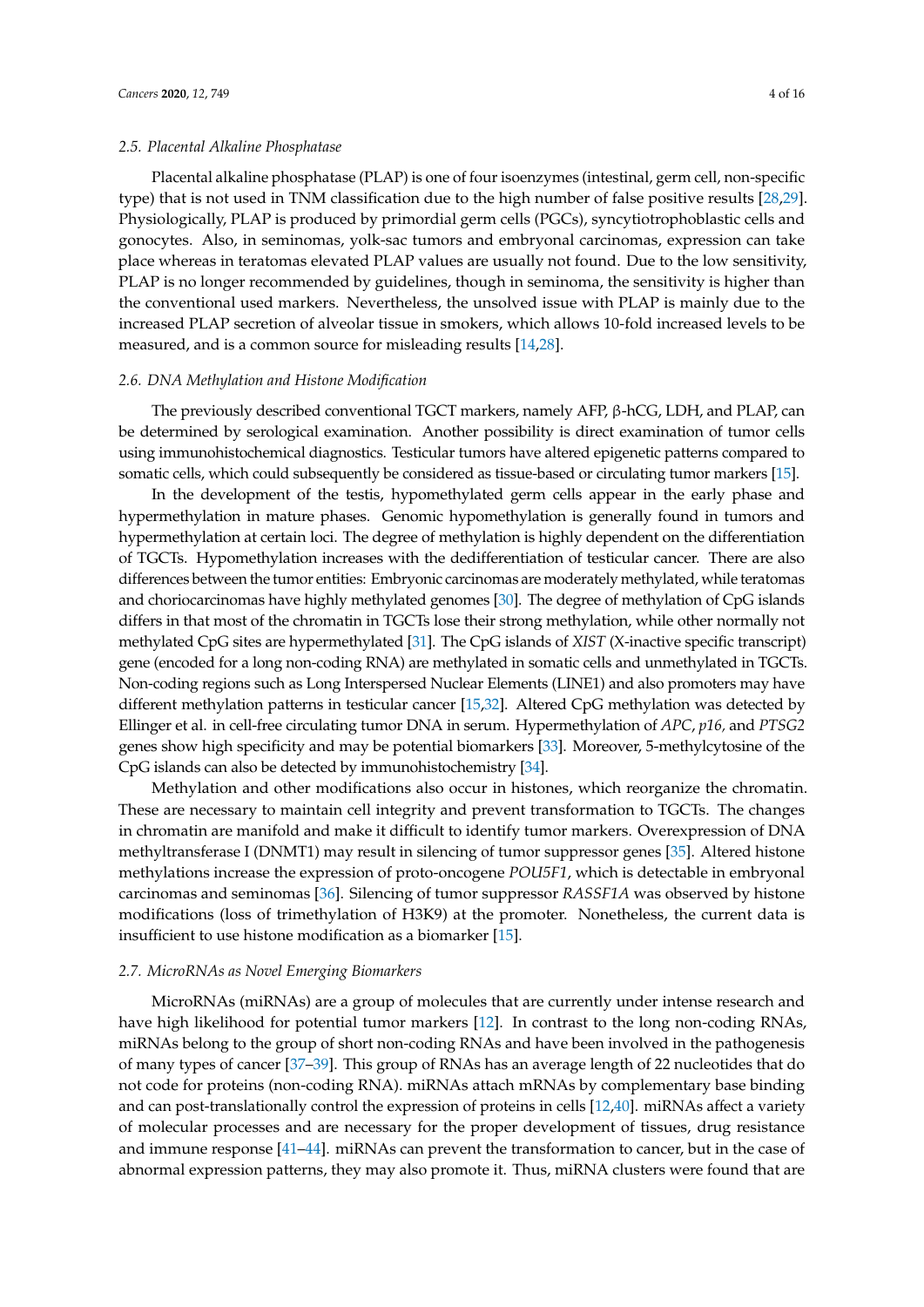### 2.5. Placental Alkaline Phosphatase

Placental alkaline phosphatase (PLAP) is one of four isoenzymes (intestinal, germ cell, non-specific type) that is not used in TNM classification due to the high number of false positive results [28,29]. Physiologically, PLAP is produced by primordial germ cells (PGCs), syncytiotrophoblastic cells and gonocytes. Also, in seminomas, yolk-sac tumors and embryonal carcinomas, expression can take place whereas in teratomas elevated PLAP values are usually not found. Due to the low sensitivity, PLAP is no longer recommended by guidelines, though in seminoma, the sensitivity is higher than the conventional used markers. Nevertheless, the unsolved issue with PLAP is mainly due to the increased PLAP secretion of alveolar tissue in smokers, which allows 10-fold increased levels to be measured, and is a common source for misleading results [14,28].

### 2.6. DNA Methylation and Histone Modification

The previously described conventional TGCT markers, namely AFP, β-hCG, LDH, and PLAP, can be determined by serological examination. Another possibility is direct examination of tumor cells using immunohistochemical diagnostics. Testicular tumors have altered epigenetic patterns compared to somatic cells, which could subsequently be considered as tissue-based or circulating tumor markers [15].

In the development of the testis, hypomethylated germ cells appear in the early phase and hypermethylation in mature phases. Genomic hypomethylation is generally found in tumors and hypermethylation at certain loci. The degree of methylation is highly dependent on the differentiation of TGCTs. Hypomethylation increases with the dedifferentiation of testicular cancer. There are also differences between the tumor entities: Embryonic carcinomas are moderately methylated, while teratomas and choriocarcinomas have highly methylated genomes [30]. The degree of methylation of CpG islands differs in that most of the chromatin in TGCTs lose their strong methylation, while other normally not methylated CpG sites are hypermethylated [31]. The CpG islands of *XIST* (X-inactive specific transcript) gene (encoded for a long non-coding RNA) are methylated in somatic cells and unmethylated in TGCTs. Non-coding regions such as Long Interspersed Nuclear Elements (LINE1) and also promoters may have different methylation patterns in testicular cancer [15,32]. Altered CpG methylation was detected by Ellinger et al. in cell-free circulating tumor DNA in serum. Hypermethylation of *APC*, *p16,* and *PTSG2* genes show high specificity and may be potential biomarkers [33]. Moreover, 5-methylcytosine of the CpG islands can also be detected by immunohistochemistry [34].

Methylation and other modifications also occur in histones, which reorganize the chromatin. These are necessary to maintain cell integrity and prevent transformation to TGCTs. The changes in chromatin are manifold and make it difficult to identify tumor markers. Overexpression of DNA methyltransferase I (DNMT1) may result in silencing of tumor suppressor genes [35]. Altered histone methylations increase the expression of proto-oncogene *POU5F1*, which is detectable in embryonal carcinomas and seminomas [36]. Silencing of tumor suppressor *RASSF1A* was observed by histone modifications (loss of trimethylation of H3K9) at the promoter. Nonetheless, the current data is insufficient to use histone modification as a biomarker [15].

### 2.7. MicroRNAs as Novel Emerging Biomarkers

MicroRNAs (miRNAs) are a group of molecules that are currently under intense research and have high likelihood for potential tumor markers [12]. In contrast to the long non-coding RNAs, miRNAs belong to the group of short non-coding RNAs and have been involved in the pathogenesis of many types of cancer [37–39]. This group of RNAs has an average length of 22 nucleotides that do not code for proteins (non-coding RNA). miRNAs attach mRNAs by complementary base binding and can post-translationally control the expression of proteins in cells [12,40]. miRNAs affect a variety of molecular processes and are necessary for the proper development of tissues, drug resistance and immune response [41–44]. miRNAs can prevent the transformation to cancer, but in the case of abnormal expression patterns, they may also promote it. Thus, miRNA clusters were found that are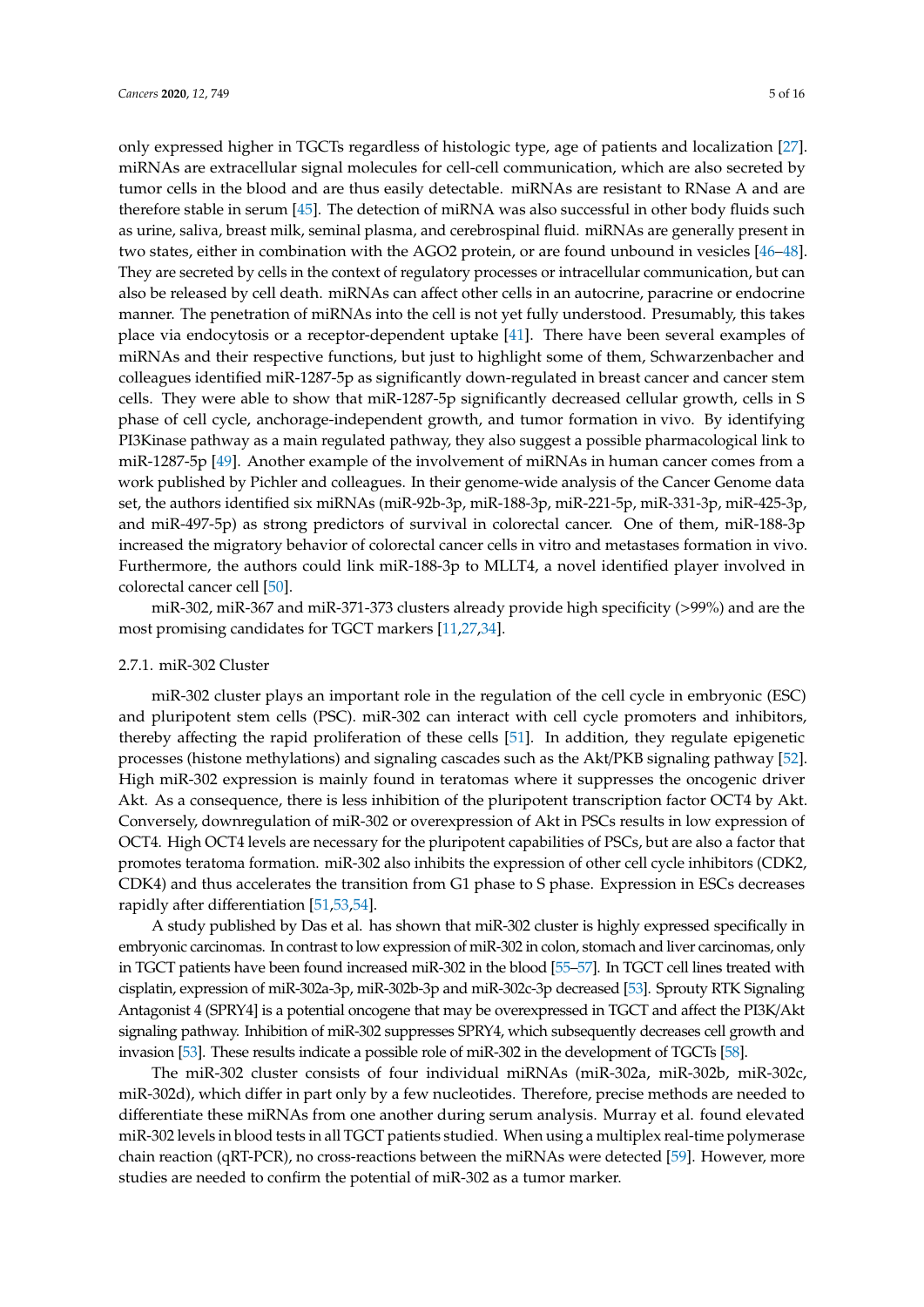only expressed higher in TGCTs regardless of histologic type, age of patients and localization [27]. miRNAs are extracellular signal molecules for cell-cell communication, which are also secreted by tumor cells in the blood and are thus easily detectable. miRNAs are resistant to RNase A and are therefore stable in serum [45]. The detection of miRNA was also successful in other body fluids such as urine, saliva, breast milk, seminal plasma, and cerebrospinal fluid. miRNAs are generally present in two states, either in combination with the AGO2 protein, or are found unbound in vesicles [46–48]. They are secreted by cells in the context of regulatory processes or intracellular communication, but can also be released by cell death. miRNAs can affect other cells in an autocrine, paracrine or endocrine manner. The penetration of miRNAs into the cell is not yet fully understood. Presumably, this takes place via endocytosis or a receptor-dependent uptake [41]. There have been several examples of miRNAs and their respective functions, but just to highlight some of them, Schwarzenbacher and colleagues identified miR-1287-5p as significantly down-regulated in breast cancer and cancer stem cells. They were able to show that miR-1287-5p significantly decreased cellular growth, cells in S phase of cell cycle, anchorage-independent growth, and tumor formation in vivo. By identifying PI3Kinase pathway as a main regulated pathway, they also suggest a possible pharmacological link to miR-1287-5p [49]. Another example of the involvement of miRNAs in human cancer comes from a work published by Pichler and colleagues. In their genome-wide analysis of the Cancer Genome data set, the authors identified six miRNAs (miR-92b-3p, miR-188-3p, miR-221-5p, miR-331-3p, miR-425-3p, and miR-497-5p) as strong predictors of survival in colorectal cancer. One of them, miR-188-3p increased the migratory behavior of colorectal cancer cells in vitro and metastases formation in vivo. Furthermore, the authors could link miR-188-3p to MLLT4, a novel identified player involved in colorectal cancer cell [50].

miR-302, miR-367 and miR-371-373 clusters already provide high specificity (>99%) and are the most promising candidates for TGCT markers [11,27,34].

#### 2.7.1. miR-302 Cluster

miR-302 cluster plays an important role in the regulation of the cell cycle in embryonic (ESC) and pluripotent stem cells (PSC). miR-302 can interact with cell cycle promoters and inhibitors, thereby affecting the rapid proliferation of these cells [51]. In addition, they regulate epigenetic processes (histone methylations) and signaling cascades such as the Akt/PKB signaling pathway [52]. High miR-302 expression is mainly found in teratomas where it suppresses the oncogenic driver Akt. As a consequence, there is less inhibition of the pluripotent transcription factor OCT4 by Akt. Conversely, downregulation of miR-302 or overexpression of Akt in PSCs results in low expression of OCT4. High OCT4 levels are necessary for the pluripotent capabilities of PSCs, but are also a factor that promotes teratoma formation. miR-302 also inhibits the expression of other cell cycle inhibitors (CDK2, CDK4) and thus accelerates the transition from G1 phase to S phase. Expression in ESCs decreases rapidly after differentiation [51,53,54].

A study published by Das et al. has shown that miR-302 cluster is highly expressed specifically in embryonic carcinomas. In contrast to low expression of miR-302 in colon, stomach and liver carcinomas, only in TGCT patients have been found increased miR-302 in the blood [55–57]. In TGCT cell lines treated with cisplatin, expression of miR-302a-3p, miR-302b-3p and miR-302c-3p decreased [53]. Sprouty RTK Signaling Antagonist 4 (SPRY4) is a potential oncogene that may be overexpressed in TGCT and affect the PI3K/Akt signaling pathway. Inhibition of miR-302 suppresses SPRY4, which subsequently decreases cell growth and invasion [53]. These results indicate a possible role of miR-302 in the development of TGCTs [58].

The miR-302 cluster consists of four individual miRNAs (miR-302a, miR-302b, miR-302c, miR-302d), which differ in part only by a few nucleotides. Therefore, precise methods are needed to differentiate these miRNAs from one another during serum analysis. Murray et al. found elevated miR-302 levels in blood tests in all TGCT patients studied. When using a multiplex real-time polymerase chain reaction (qRT-PCR), no cross-reactions between the miRNAs were detected [59]. However, more studies are needed to confirm the potential of miR-302 as a tumor marker.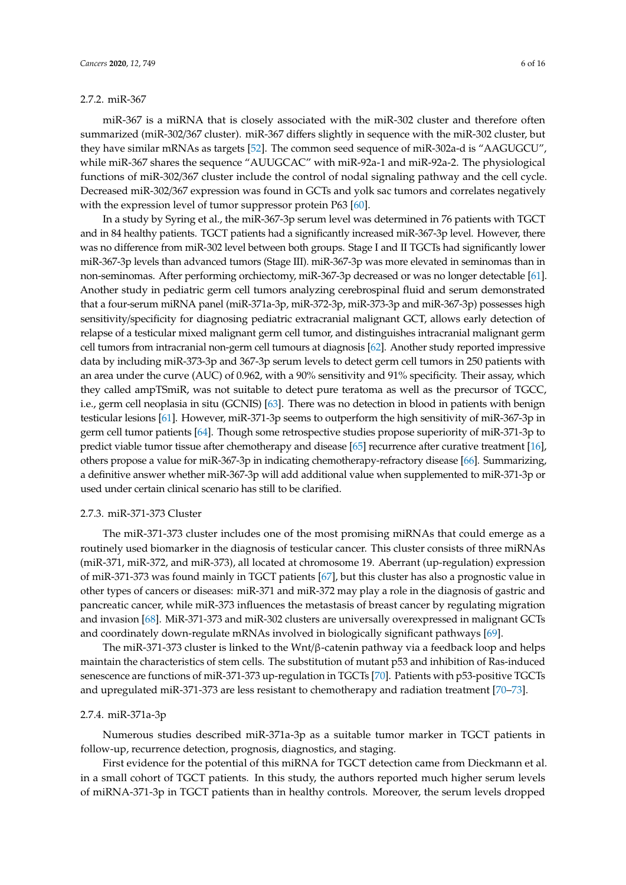#### 2.7.2. miR-367

miR-367 is a miRNA that is closely associated with the miR-302 cluster and therefore often summarized (miR-302/367 cluster). miR-367 differs slightly in sequence with the miR-302 cluster, but they have similar mRNAs as targets [52]. The common seed sequence of miR-302a-d is "AAGUGCU", while miR-367 shares the sequence "AUUGCAC" with miR-92a-1 and miR-92a-2. The physiological functions of miR-302/367 cluster include the control of nodal signaling pathway and the cell cycle. Decreased miR-302/367 expression was found in GCTs and yolk sac tumors and correlates negatively with the expression level of tumor suppressor protein P63 [60].

In a study by Syring et al., the miR-367-3p serum level was determined in 76 patients with TGCT and in 84 healthy patients. TGCT patients had a significantly increased miR-367-3p level. However, there was no difference from miR-302 level between both groups. Stage I and II TGCTs had significantly lower miR-367-3p levels than advanced tumors (Stage III). miR-367-3p was more elevated in seminomas than in non-seminomas. After performing orchiectomy, miR-367-3p decreased or was no longer detectable [61]. Another study in pediatric germ cell tumors analyzing cerebrospinal fluid and serum demonstrated that a four-serum miRNA panel (miR-371a-3p, miR-372-3p, miR-373-3p and miR-367-3p) possesses high sensitivity/specificity for diagnosing pediatric extracranial malignant GCT, allows early detection of relapse of a testicular mixed malignant germ cell tumor, and distinguishes intracranial malignant germ cell tumors from intracranial non-germ cell tumours at diagnosis [62]. Another study reported impressive data by including miR-373-3p and 367-3p serum levels to detect germ cell tumors in 250 patients with an area under the curve (AUC) of 0.962, with a 90% sensitivity and 91% specificity. Their assay, which they called ampTSmiR, was not suitable to detect pure teratoma as well as the precursor of TGCC, i.e., germ cell neoplasia in situ (GCNIS) [63]. There was no detection in blood in patients with benign testicular lesions [61]. However, miR-371-3p seems to outperform the high sensitivity of miR-367-3p in germ cell tumor patients [64]. Though some retrospective studies propose superiority of miR-371-3p to predict viable tumor tissue after chemotherapy and disease [65] recurrence after curative treatment [16], others propose a value for miR-367-3p in indicating chemotherapy-refractory disease [66]. Summarizing, a definitive answer whether miR-367-3p will add additional value when supplemented to miR-371-3p or used under certain clinical scenario has still to be clarified.

#### 2.7.3. miR-371-373 Cluster

The miR-371-373 cluster includes one of the most promising miRNAs that could emerge as a routinely used biomarker in the diagnosis of testicular cancer. This cluster consists of three miRNAs (miR-371, miR-372, and miR-373), all located at chromosome 19. Aberrant (up-regulation) expression of miR-371-373 was found mainly in TGCT patients [67], but this cluster has also a prognostic value in other types of cancers or diseases: miR-371 and miR-372 may play a role in the diagnosis of gastric and pancreatic cancer, while miR-373 influences the metastasis of breast cancer by regulating migration and invasion [68]. MiR-371-373 and miR-302 clusters are universally overexpressed in malignant GCTs and coordinately down-regulate mRNAs involved in biologically significant pathways [69].

The miR-371-373 cluster is linked to the Wnt/β-catenin pathway via a feedback loop and helps maintain the characteristics of stem cells. The substitution of mutant p53 and inhibition of Ras-induced senescence are functions of miR-371-373 up-regulation in TGCTs [70]. Patients with p53-positive TGCTs and upregulated miR-371-373 are less resistant to chemotherapy and radiation treatment [70–73].

#### 2.7.4. miR-371a-3p

Numerous studies described miR-371a-3p as a suitable tumor marker in TGCT patients in follow-up, recurrence detection, prognosis, diagnostics, and staging.

First evidence for the potential of this miRNA for TGCT detection came from Dieckmann et al. in a small cohort of TGCT patients. In this study, the authors reported much higher serum levels of miRNA-371-3p in TGCT patients than in healthy controls. Moreover, the serum levels dropped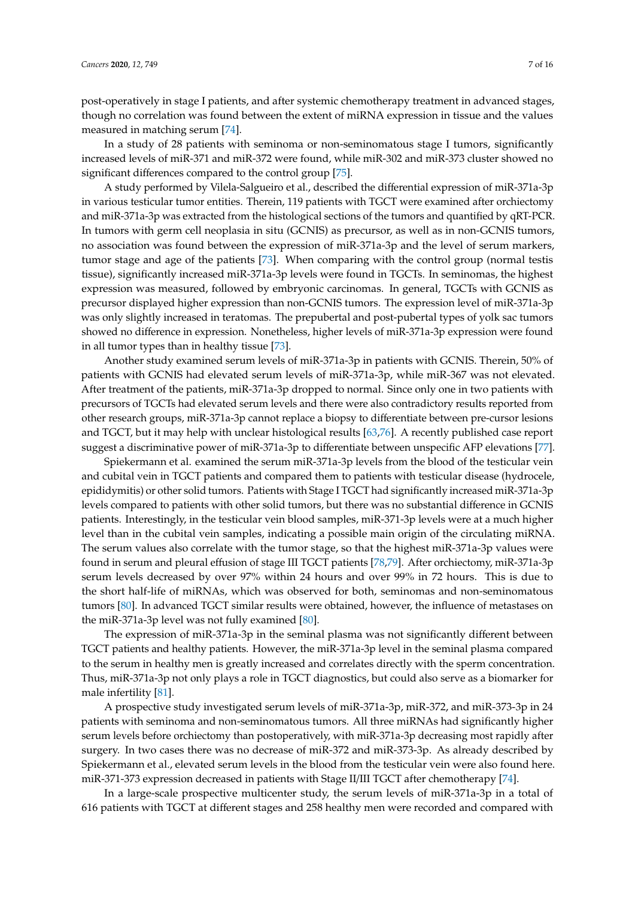post-operatively in stage I patients, and after systemic chemotherapy treatment in advanced stages, though no correlation was found between the extent of miRNA expression in tissue and the values measured in matching serum [74].

In a study of 28 patients with seminoma or non-seminomatous stage I tumors, significantly increased levels of miR-371 and miR-372 were found, while miR-302 and miR-373 cluster showed no significant differences compared to the control group [75].

A study performed by Vilela-Salgueiro et al., described the differential expression of miR-371a-3p in various testicular tumor entities. Therein, 119 patients with TGCT were examined after orchiectomy and miR-371a-3p was extracted from the histological sections of the tumors and quantified by qRT-PCR. In tumors with germ cell neoplasia in situ (GCNIS) as precursor, as well as in non-GCNIS tumors, no association was found between the expression of miR-371a-3p and the level of serum markers, tumor stage and age of the patients [73]. When comparing with the control group (normal testis tissue), significantly increased miR-371a-3p levels were found in TGCTs. In seminomas, the highest expression was measured, followed by embryonic carcinomas. In general, TGCTs with GCNIS as precursor displayed higher expression than non-GCNIS tumors. The expression level of miR-371a-3p was only slightly increased in teratomas. The prepubertal and post-pubertal types of yolk sac tumors showed no difference in expression. Nonetheless, higher levels of miR-371a-3p expression were found in all tumor types than in healthy tissue [73].

Another study examined serum levels of miR-371a-3p in patients with GCNIS. Therein, 50% of patients with GCNIS had elevated serum levels of miR-371a-3p, while miR-367 was not elevated. After treatment of the patients, miR-371a-3p dropped to normal. Since only one in two patients with precursors of TGCTs had elevated serum levels and there were also contradictory results reported from other research groups, miR-371a-3p cannot replace a biopsy to differentiate between pre-cursor lesions and TGCT, but it may help with unclear histological results [63,76]. A recently published case report suggest a discriminative power of miR-371a-3p to differentiate between unspecific AFP elevations [77].

Spiekermann et al. examined the serum miR-371a-3p levels from the blood of the testicular vein and cubital vein in TGCT patients and compared them to patients with testicular disease (hydrocele, epididymitis) or other solid tumors. Patients with Stage I TGCT had significantly increased miR-371a-3p levels compared to patients with other solid tumors, but there was no substantial difference in GCNIS patients. Interestingly, in the testicular vein blood samples, miR-371-3p levels were at a much higher level than in the cubital vein samples, indicating a possible main origin of the circulating miRNA. The serum values also correlate with the tumor stage, so that the highest miR-371a-3p values were found in serum and pleural effusion of stage III TGCT patients [78,79]. After orchiectomy, miR-371a-3p serum levels decreased by over 97% within 24 hours and over 99% in 72 hours. This is due to the short half-life of miRNAs, which was observed for both, seminomas and non-seminomatous tumors [80]. In advanced TGCT similar results were obtained, however, the influence of metastases on the miR-371a-3p level was not fully examined [80].

The expression of miR-371a-3p in the seminal plasma was not significantly different between TGCT patients and healthy patients. However, the miR-371a-3p level in the seminal plasma compared to the serum in healthy men is greatly increased and correlates directly with the sperm concentration. Thus, miR-371a-3p not only plays a role in TGCT diagnostics, but could also serve as a biomarker for male infertility [81].

A prospective study investigated serum levels of miR-371a-3p, miR-372, and miR-373-3p in 24 patients with seminoma and non-seminomatous tumors. All three miRNAs had significantly higher serum levels before orchiectomy than postoperatively, with miR-371a-3p decreasing most rapidly after surgery. In two cases there was no decrease of miR-372 and miR-373-3p. As already described by Spiekermann et al., elevated serum levels in the blood from the testicular vein were also found here. miR-371-373 expression decreased in patients with Stage II/III TGCT after chemotherapy [74].

In a large-scale prospective multicenter study, the serum levels of miR-371a-3p in a total of 616 patients with TGCT at different stages and 258 healthy men were recorded and compared with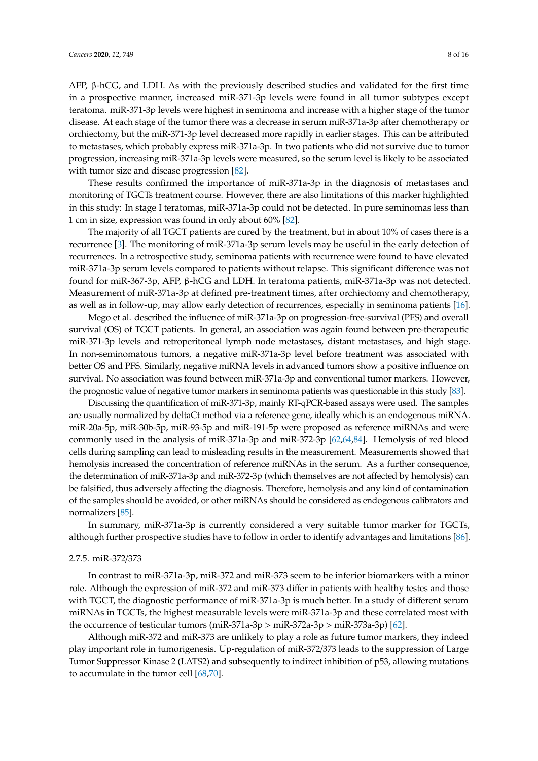AFP, β-hCG, and LDH. As with the previously described studies and validated for the first time in a prospective manner, increased miR-371-3p levels were found in all tumor subtypes except teratoma. miR-371-3p levels were highest in seminoma and increase with a higher stage of the tumor disease. At each stage of the tumor there was a decrease in serum miR-371a-3p after chemotherapy or orchiectomy, but the miR-371-3p level decreased more rapidly in earlier stages. This can be attributed to metastases, which probably express miR-371a-3p. In two patients who did not survive due to tumor progression, increasing miR-371a-3p levels were measured, so the serum level is likely to be associated with tumor size and disease progression [82].

These results confirmed the importance of miR-371a-3p in the diagnosis of metastases and monitoring of TGCTs treatment course. However, there are also limitations of this marker highlighted in this study: In stage I teratomas, miR-371a-3p could not be detected. In pure seminomas less than 1 cm in size, expression was found in only about 60% [82].

The majority of all TGCT patients are cured by the treatment, but in about 10% of cases there is a recurrence [3]. The monitoring of miR-371a-3p serum levels may be useful in the early detection of recurrences. In a retrospective study, seminoma patients with recurrence were found to have elevated miR-371a-3p serum levels compared to patients without relapse. This significant difference was not found for miR-367-3p, AFP, β-hCG and LDH. In teratoma patients, miR-371a-3p was not detected. Measurement of miR-371a-3p at defined pre-treatment times, after orchiectomy and chemotherapy, as well as in follow-up, may allow early detection of recurrences, especially in seminoma patients [16].

Mego et al. described the influence of miR-371a-3p on progression-free-survival (PFS) and overall survival (OS) of TGCT patients. In general, an association was again found between pre-therapeutic miR-371-3p levels and retroperitoneal lymph node metastases, distant metastases, and high stage. In non-seminomatous tumors, a negative miR-371a-3p level before treatment was associated with better OS and PFS. Similarly, negative miRNA levels in advanced tumors show a positive influence on survival. No association was found between miR-371a-3p and conventional tumor markers. However, the prognostic value of negative tumor markers in seminoma patients was questionable in this study [83].

Discussing the quantification of miR-371-3p, mainly RT-qPCR-based assays were used. The samples are usually normalized by deltaCt method via a reference gene, ideally which is an endogenous miRNA. miR-20a-5p, miR-30b-5p, miR-93-5p and miR-191-5p were proposed as reference miRNAs and were commonly used in the analysis of miR-371a-3p and miR-372-3p [62,64,84]. Hemolysis of red blood cells during sampling can lead to misleading results in the measurement. Measurements showed that hemolysis increased the concentration of reference miRNAs in the serum. As a further consequence, the determination of miR-371a-3p and miR-372-3p (which themselves are not affected by hemolysis) can be falsified, thus adversely affecting the diagnosis. Therefore, hemolysis and any kind of contamination of the samples should be avoided, or other miRNAs should be considered as endogenous calibrators and normalizers [85].

In summary, miR-371a-3p is currently considered a very suitable tumor marker for TGCTs, although further prospective studies have to follow in order to identify advantages and limitations [86].

#### 2.7.5. miR-372/373

In contrast to miR-371a-3p, miR-372 and miR-373 seem to be inferior biomarkers with a minor role. Although the expression of miR-372 and miR-373 differ in patients with healthy testes and those with TGCT, the diagnostic performance of miR-371a-3p is much better. In a study of different serum miRNAs in TGCTs, the highest measurable levels were miR-371a-3p and these correlated most with the occurrence of testicular tumors (miR-371a-3p > miR-372a-3p > miR-373a-3p) [62].

Although miR-372 and miR-373 are unlikely to play a role as future tumor markers, they indeed play important role in tumorigenesis. Up-regulation of miR-372/373 leads to the suppression of Large Tumor Suppressor Kinase 2 (LATS2) and subsequently to indirect inhibition of p53, allowing mutations to accumulate in the tumor cell [68,70].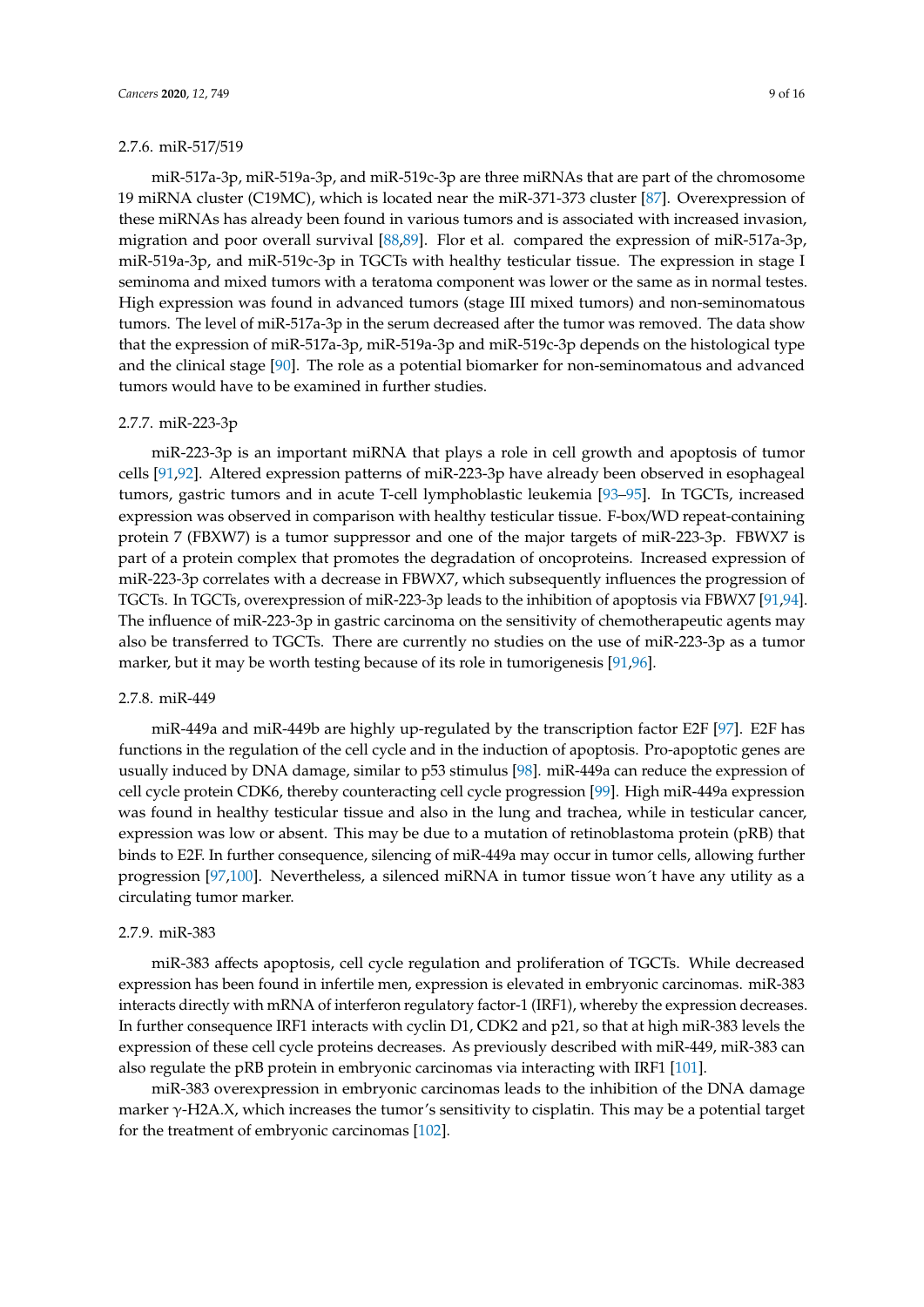#### 2.7.6. miR-517/519

miR-517a-3p, miR-519a-3p, and miR-519c-3p are three miRNAs that are part of the chromosome 19 miRNA cluster (C19MC), which is located near the miR-371-373 cluster [87]. Overexpression of these miRNAs has already been found in various tumors and is associated with increased invasion, migration and poor overall survival [88,89]. Flor et al. compared the expression of miR-517a-3p, miR-519a-3p, and miR-519c-3p in TGCTs with healthy testicular tissue. The expression in stage I seminoma and mixed tumors with a teratoma component was lower or the same as in normal testes. High expression was found in advanced tumors (stage III mixed tumors) and non-seminomatous tumors. The level of miR-517a-3p in the serum decreased after the tumor was removed. The data show that the expression of miR-517a-3p, miR-519a-3p and miR-519c-3p depends on the histological type and the clinical stage [90]. The role as a potential biomarker for non-seminomatous and advanced tumors would have to be examined in further studies.

#### 2.7.7. miR-223-3p

miR-223-3p is an important miRNA that plays a role in cell growth and apoptosis of tumor cells [91,92]. Altered expression patterns of miR-223-3p have already been observed in esophageal tumors, gastric tumors and in acute T-cell lymphoblastic leukemia [93–95]. In TGCTs, increased expression was observed in comparison with healthy testicular tissue. F-box/WD repeat-containing protein 7 (FBXW7) is a tumor suppressor and one of the major targets of miR-223-3p. FBWX7 is part of a protein complex that promotes the degradation of oncoproteins. Increased expression of miR-223-3p correlates with a decrease in FBWX7, which subsequently influences the progression of TGCTs. In TGCTs, overexpression of miR-223-3p leads to the inhibition of apoptosis via FBWX7 [91,94]. The influence of miR-223-3p in gastric carcinoma on the sensitivity of chemotherapeutic agents may also be transferred to TGCTs. There are currently no studies on the use of miR-223-3p as a tumor marker, but it may be worth testing because of its role in tumorigenesis [91,96].

#### 2.7.8. miR-449

miR-449a and miR-449b are highly up-regulated by the transcription factor E2F [97]. E2F has functions in the regulation of the cell cycle and in the induction of apoptosis. Pro-apoptotic genes are usually induced by DNA damage, similar to p53 stimulus [98]. miR-449a can reduce the expression of cell cycle protein CDK6, thereby counteracting cell cycle progression [99]. High miR-449a expression was found in healthy testicular tissue and also in the lung and trachea, while in testicular cancer, expression was low or absent. This may be due to a mutation of retinoblastoma protein (pRB) that binds to E2F. In further consequence, silencing of miR-449a may occur in tumor cells, allowing further progression [97,100]. Nevertheless, a silenced miRNA in tumor tissue won´t have any utility as a circulating tumor marker.

#### 2.7.9. miR-383

miR-383 affects apoptosis, cell cycle regulation and proliferation of TGCTs. While decreased expression has been found in infertile men, expression is elevated in embryonic carcinomas. miR-383 interacts directly with mRNA of interferon regulatory factor-1 (IRF1), whereby the expression decreases. In further consequence IRF1 interacts with cyclin D1, CDK2 and p21, so that at high miR-383 levels the expression of these cell cycle proteins decreases. As previously described with miR-449, miR-383 can also regulate the pRB protein in embryonic carcinomas via interacting with IRF1 [101].

miR-383 overexpression in embryonic carcinomas leads to the inhibition of the DNA damage marker $\gamma$-H2A.X, which increases the tumor's sensitivity to cisplatin. This may be a potential target for the treatment of embryonic carcinomas [102].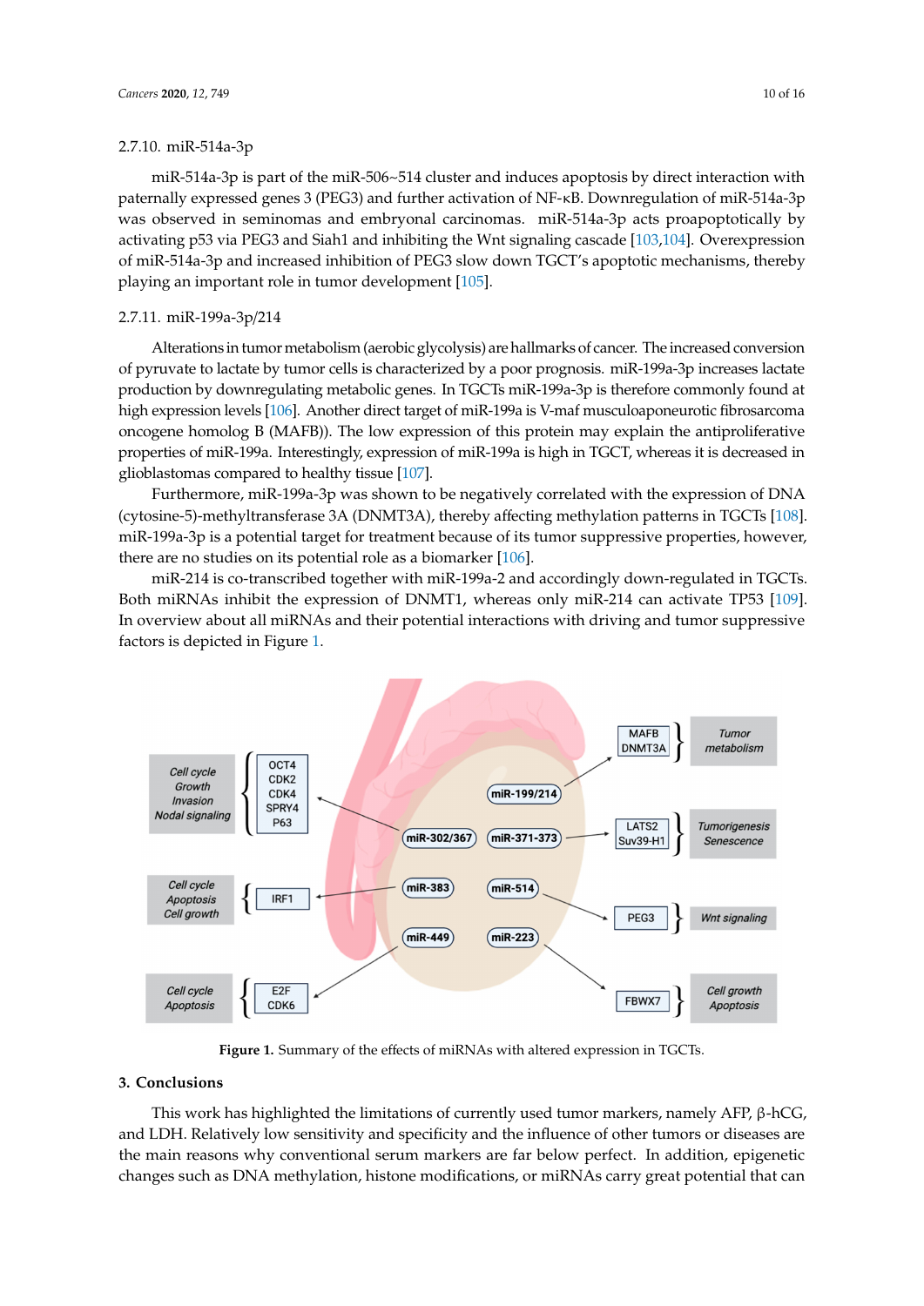### 2.7.10. miR-514a-3p

miR-514a-3p is part of the miR-506~514 cluster and induces apoptosis by direct interaction with paternally expressed genes 3 (PEG3) and further activation of NF-κB. Downregulation of miR-514a-3p was observed in seminomas and embryonal carcinomas. miR-514a-3p acts proapoptotically by activating p53 via PEG3 and Siah1 and inhibiting the Wnt signaling cascade [103,104]. Overexpression of miR-514a-3p and increased inhibition of PEG3 slow down TGCT's apoptotic mechanisms, thereby playing an important role in tumor development [105].

### 2.7.11. miR-199a-3p/214

Alterations in tumor metabolism (aerobic glycolysis) are hallmarks of cancer. The increased conversion of pyruvate to lactate by tumor cells is characterized by a poor prognosis. miR-199a-3p increases lactate production by downregulating metabolic genes. In TGCTs miR-199a-3p is therefore commonly found at high expression levels [106]. Another direct target of miR-199a is V-maf musculoaponeurotic fibrosarcoma oncogene homolog B (MAFB)). The low expression of this protein may explain the antiproliferative properties of miR-199a. Interestingly, expression of miR-199a is high in TGCT, whereas it is decreased in glioblastomas compared to healthy tissue [107].

Furthermore, miR-199a-3p was shown to be negatively correlated with the expression of DNA (cytosine-5)-methyltransferase 3A (DNMT3A), thereby affecting methylation patterns in TGCTs [108]. miR-199a-3p is a potential target for treatment because of its tumor suppressive properties, however, there are no studies on its potential role as a biomarker [106].

miR-214 is co-transcribed together with miR-199a-2 and accordingly down-regulated in TGCTs. Both miRNAs inhibit the expression of DNMT1, whereas only miR-214 can activate TP53 [109]. In overview about all miRNAs and their potential interactions with driving and tumor suppressive factors is depicted in Figure 1.

**Figure 1.** Summary of the effects of miRNAs with altered expression in TGCTs.

## 3. Conclusions

This work has highlighted the limitations of currently used tumor markers, namely AFP, β-hCG, and LDH. Relatively low sensitivity and specificity and the influence of other tumors or diseases are the main reasons why conventional serum markers are far below perfect. In addition, epigenetic changes such as DNA methylation, histone modifications, or miRNAs carry great potential that can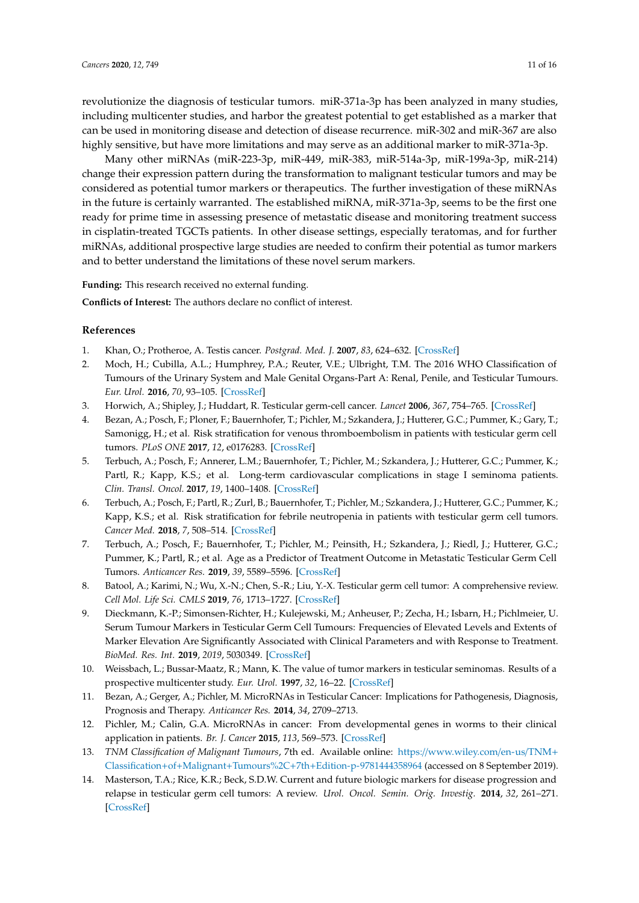revolutionize the diagnosis of testicular tumors. miR-371a-3p has been analyzed in many studies, including multicenter studies, and harbor the greatest potential to get established as a marker that can be used in monitoring disease and detection of disease recurrence. miR-302 and miR-367 are also highly sensitive, but have more limitations and may serve as an additional marker to miR-371a-3p.

Many other miRNAs (miR-223-3p, miR-449, miR-383, miR-514a-3p, miR-199a-3p, miR-214) change their expression pattern during the transformation to malignant testicular tumors and may be considered as potential tumor markers or therapeutics. The further investigation of these miRNAs in the future is certainly warranted. The established miRNA, miR-371a-3p, seems to be the first one ready for prime time in assessing presence of metastatic disease and monitoring treatment success in cisplatin-treated TGCTs patients. In other disease settings, especially teratomas, and for further miRNAs, additional prospective large studies are needed to confirm their potential as tumor markers and to better understand the limitations of these novel serum markers.

**Funding:** This research received no external funding.

**Conflicts of Interest:** The authors declare no conflict of interest.

## References

1. Khan, O.; Protheroe, A. Testis cancer. *Postgrad. Med. J.* **2007**, *83*, 624–632. [CrossRef]
2. Moch, H.; Cubilla, A.L.; Humphrey, P.A.; Reuter, V.E.; Ulbright, T.M. The 2016 WHO Classification of Tumours of the Urinary System and Male Genital Organs-Part A: Renal, Penile, and Testicular Tumours. *Eur. Urol.* **2016**, *70*, 93–105. [CrossRef]
3. Horwich, A.; Shipley, J.; Huddart, R. Testicular germ-cell cancer. *Lancet* **2006**, *367*, 754–765. [CrossRef]
4. Bezan, A.; Posch, F.; Ploner, F.; Bauernhofer, T.; Pichler, M.; Szkandera, J.; Hutterer, G.C.; Pummer, K.; Gary, T.; Samonigg, H.; et al. Risk stratification for venous thromboembolism in patients with testicular germ cell tumors. *PLoS ONE* **2017**, *12*, e0176283. [CrossRef]
5. Terbuch, A.; Posch, F.; Annerer, L.M.; Bauernhofer, T.; Pichler, M.; Szkandera, J.; Hutterer, G.C.; Pummer, K.; Partl, R.; Kapp, K.S.; et al. Long-term cardiovascular complications in stage I seminoma patients. *Clin. Transl. Oncol.* **2017**, *19*, 1400–1408. [CrossRef]
6. Terbuch, A.; Posch, F.; Partl, R.; Zurl, B.; Bauernhofer, T.; Pichler, M.; Szkandera, J.; Hutterer, G.C.; Pummer, K.; Kapp, K.S.; et al. Risk stratification for febrile neutropenia in patients with testicular germ cell tumors. *Cancer Med.* **2018**, *7*, 508–514. [CrossRef]
7. Terbuch, A.; Posch, F.; Bauernhofer, T.; Pichler, M.; Peinsith, H.; Szkandera, J.; Riedl, J.; Hutterer, G.C.; Pummer, K.; Partl, R.; et al. Age as a Predictor of Treatment Outcome in Metastatic Testicular Germ Cell Tumors. *Anticancer Res.* **2019**, *39*, 5589–5596. [CrossRef]
8. Batool, A.; Karimi, N.; Wu, X.-N.; Chen, S.-R.; Liu, Y.-X. Testicular germ cell tumor: A comprehensive review. *Cell Mol. Life Sci. CMLS* **2019**, *76*, 1713–1727. [CrossRef]
9. Dieckmann, K.-P.; Simonsen-Richter, H.; Kulejewski, M.; Anheuser, P.; Zecha, H.; Isbarn, H.; Pichlmeier, U. Serum Tumour Markers in Testicular Germ Cell Tumours: Frequencies of Elevated Levels and Extents of Marker Elevation Are Significantly Associated with Clinical Parameters and with Response to Treatment. *BioMed. Res. Int.* **2019**, *2019*, 5030349. [CrossRef]
10. Weissbach, L.; Bussar-Maatz, R.; Mann, K. The value of tumor markers in testicular seminomas. Results of a prospective multicenter study. *Eur. Urol.* **1997**, *32*, 16–22. [CrossRef]
11. Bezan, A.; Gerger, A.; Pichler, M. MicroRNAs in Testicular Cancer: Implications for Pathogenesis, Diagnosis, Prognosis and Therapy. *Anticancer Res.* **2014**, *34*, 2709–2713.
12. Pichler, M.; Calin, G.A. MicroRNAs in cancer: From developmental genes in worms to their clinical application in patients. *Br. J. Cancer* **2015**, *113*, 569–573. [CrossRef]
13. *TNM Classification of Malignant Tumours*, 7th ed. Available online: https://www.wiley.com/en-us/TNM+Classification+of+Malignant+Tumours%2C+7th+Edition-p-9781444358964 (accessed on 8 September 2019).
14. Masterson, T.A.; Rice, K.R.; Beck, S.D.W. Current and future biologic markers for disease progression and relapse in testicular germ cell tumors: A review. *Urol. Oncol. Semin. Orig. Investig.* **2014**, *32*, 261–271. [CrossRef]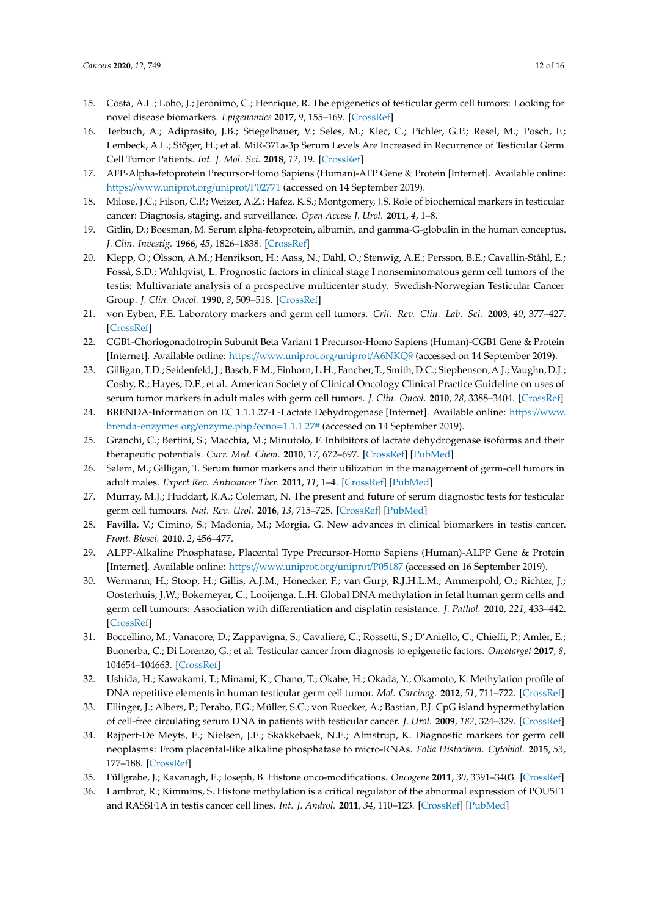15. Costa, A.L.; Lobo, J.; Jerónimo, C.; Henrique, R. The epigenetics of testicular germ cell tumors: Looking for novel disease biomarkers. *Epigenomics* **2017**, *9*, 155–169. [CrossRef]
16. Terbuch, A.; Adiprasito, J.B.; Stiegelbauer, V.; Seles, M.; Klec, C.; Pichler, G.P.; Resel, M.; Posch, F.; Lembeck, A.L.; Stöger, H.; et al. MiR-371a-3p Serum Levels Are Increased in Recurrence of Testicular Germ Cell Tumor Patients. *Int. J. Mol. Sci.* **2018**, *12*, 19. [CrossRef]
17. AFP-Alpha-fetoprotein Precursor-Homo Sapiens (Human)-AFP Gene & Protein [Internet]. Available online: https://www.uniprot.org/uniprot/P02771 (accessed on 14 September 2019).
18. Milose, J.C.; Filson, C.P.; Weizer, A.Z.; Hafez, K.S.; Montgomery, J.S. Role of biochemical markers in testicular cancer: Diagnosis, staging, and surveillance. *Open Access J. Urol.* **2011**, *4*, 1–8.
19. Gitlin, D.; Boesman, M. Serum alpha-fetoprotein, albumin, and gamma-G-globulin in the human conceptus. *J. Clin. Investig.* **1966**, *45*, 1826–1838. [CrossRef]
20. Klepp, O.; Olsson, A.M.; Henrikson, H.; Aass, N.; Dahl, O.; Stenwig, A.E.; Persson, B.E.; Cavallin-Ståhl, E.; Fosså, S.D.; Wahlqvist, L. Prognostic factors in clinical stage I nonseminomatous germ cell tumors of the testis: Multivariate analysis of a prospective multicenter study. Swedish-Norwegian Testicular Cancer Group. *J. Clin. Oncol.* **1990**, *8*, 509–518. [CrossRef]
21. von Eyben, F.E. Laboratory markers and germ cell tumors. *Crit. Rev. Clin. Lab. Sci.* **2003**, *40*, 377–427. [CrossRef]
22. CGB1-Choriogonadotropin Subunit Beta Variant 1 Precursor-Homo Sapiens (Human)-CGB1 Gene & Protein [Internet]. Available online: https://www.uniprot.org/uniprot/A6NKQ9 (accessed on 14 September 2019).
23. Gilligan, T.D.; Seidenfeld, J.; Basch, E.M.; Einhorn, L.H.; Fancher, T.; Smith, D.C.; Stephenson, A.J.; Vaughn, D.J.; Cosby, R.; Hayes, D.F.; et al. American Society of Clinical Oncology Clinical Practice Guideline on uses of serum tumor markers in adult males with germ cell tumors. *J. Clin. Oncol.* **2010**, *28*, 3388–3404. [CrossRef]
24. BRENDA-Information on EC 1.1.1.27-L-Lactate Dehydrogenase [Internet]. Available online: https://www.brenda-enzymes.org/enzyme.php?ecno=1.1.1.27# (accessed on 14 September 2019).
25. Granchi, C.; Bertini, S.; Macchia, M.; Minutolo, F. Inhibitors of lactate dehydrogenase isoforms and their therapeutic potentials. *Curr. Med. Chem.* **2010**, *17*, 672–697. [CrossRef] [PubMed]
26. Salem, M.; Gilligan, T. Serum tumor markers and their utilization in the management of germ-cell tumors in adult males. *Expert Rev. Anticancer Ther.* **2011**, *11*, 1–4. [CrossRef] [PubMed]
27. Murray, M.J.; Huddart, R.A.; Coleman, N. The present and future of serum diagnostic tests for testicular germ cell tumours. *Nat. Rev. Urol.* **2016**, *13*, 715–725. [CrossRef] [PubMed]
28. Favilla, V.; Cimino, S.; Madonia, M.; Morgia, G. New advances in clinical biomarkers in testis cancer. *Front. Biosci.* **2010**, *2*, 456–477.
29. ALPP-Alkaline Phosphatase, Placental Type Precursor-Homo Sapiens (Human)-ALPP Gene & Protein [Internet]. Available online: https://www.uniprot.org/uniprot/P05187 (accessed on 16 September 2019).
30. Wermann, H.; Stoop, H.; Gillis, A.J.M.; Honecker, F.; van Gurp, R.J.H.L.M.; Ammerpohl, O.; Richter, J.; Oosterhuis, J.W.; Bokemeyer, C.; Looijenga, L.H. Global DNA methylation in fetal human germ cells and germ cell tumours: Association with differentiation and cisplatin resistance. *J. Pathol.* **2010**, *221*, 433–442. [CrossRef]
31. Boccellino, M.; Vanacore, D.; Zappavigna, S.; Cavaliere, C.; Rossetti, S.; D'Aniello, C.; Chieffi, P.; Amler, E.; Buonerba, C.; Di Lorenzo, G.; et al. Testicular cancer from diagnosis to epigenetic factors. *Oncotarget* **2017**, *8*, 104654–104663. [CrossRef]
32. Ushida, H.; Kawakami, T.; Minami, K.; Chano, T.; Okabe, H.; Okada, Y.; Okamoto, K. Methylation profile of DNA repetitive elements in human testicular germ cell tumor. *Mol. Carcinog.* **2012**, *51*, 711–722. [CrossRef]
33. Ellinger, J.; Albers, P.; Perabo, F.G.; Müller, S.C.; von Ruecker, A.; Bastian, P.J. CpG island hypermethylation of cell-free circulating serum DNA in patients with testicular cancer. *J. Urol.* **2009**, *182*, 324–329. [CrossRef]
34. Rajpert-De Meyts, E.; Nielsen, J.E.; Skakkebaek, N.E.; Almstrup, K. Diagnostic markers for germ cell neoplasms: From placental-like alkaline phosphatase to micro-RNAs. *Folia Histochem. Cytobiol.* **2015**, *53*, 177–188. [CrossRef]
35. Füllgrabe, J.; Kavanagh, E.; Joseph, B. Histone onco-modifications. *Oncogene* **2011**, *30*, 3391–3403. [CrossRef]
36. Lambrot, R.; Kimmins, S. Histone methylation is a critical regulator of the abnormal expression of POU5F1 and RASSF1A in testis cancer cell lines. *Int. J. Androl.* **2011**, *34*, 110–123. [CrossRef] [PubMed]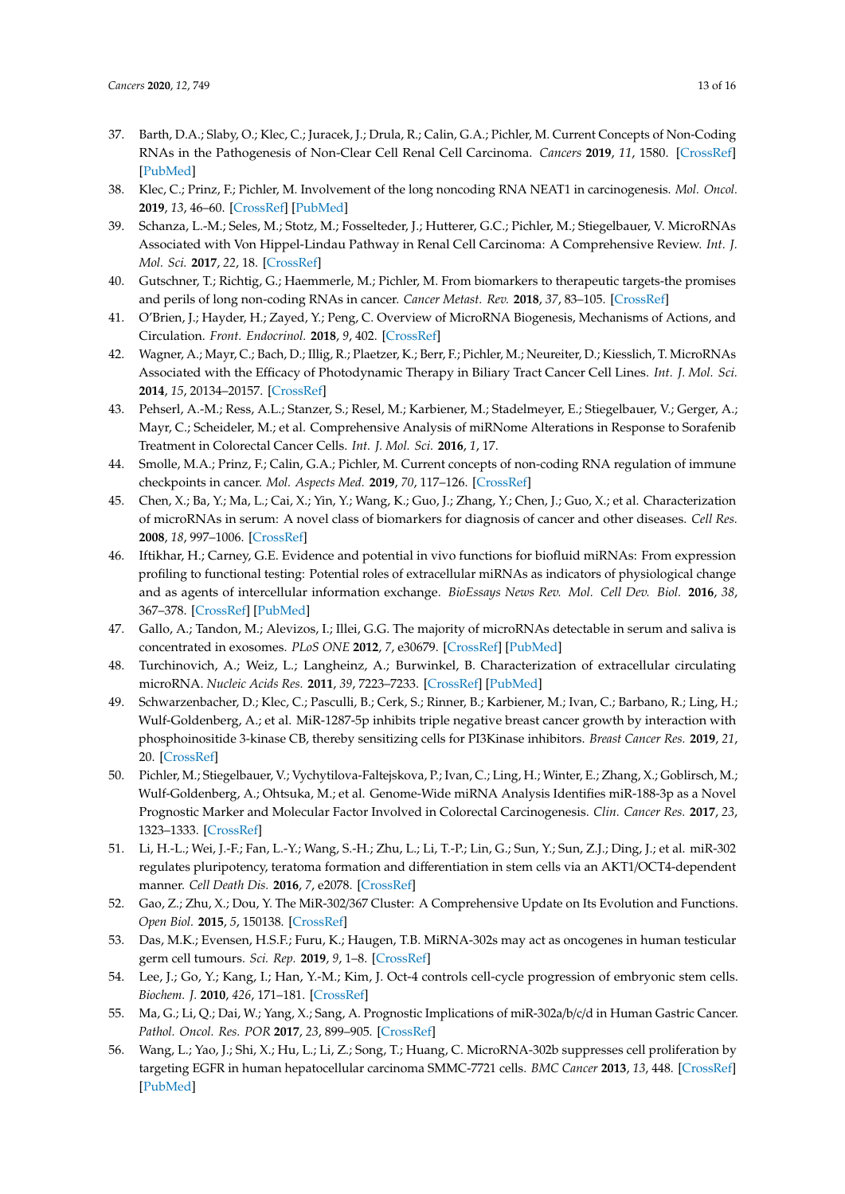37. Barth, D.A.; Slaby, O.; Klec, C.; Juracek, J.; Drula, R.; Calin, G.A.; Pichler, M. Current Concepts of Non-Coding RNAs in the Pathogenesis of Non-Clear Cell Renal Cell Carcinoma. *Cancers* **2019**, *11*, 1580. [CrossRef] [PubMed]
38. Klec, C.; Prinz, F.; Pichler, M. Involvement of the long noncoding RNA NEAT1 in carcinogenesis. *Mol. Oncol.* **2019**, *13*, 46–60. [CrossRef] [PubMed]
39. Schanza, L.-M.; Seles, M.; Stotz, M.; Fosselteder, J.; Hutterer, G.C.; Pichler, M.; Stiegelbauer, V. MicroRNAs Associated with Von Hippel-Lindau Pathway in Renal Cell Carcinoma: A Comprehensive Review. *Int. J. Mol. Sci.* **2017**, *22*, 18. [CrossRef]
40. Gutschner, T.; Richtig, G.; Haemmerle, M.; Pichler, M. From biomarkers to therapeutic targets-the promises and perils of long non-coding RNAs in cancer. *Cancer Metast. Rev.* **2018**, *37*, 83–105. [CrossRef]
41. O'Brien, J.; Hayder, H.; Zayed, Y.; Peng, C. Overview of MicroRNA Biogenesis, Mechanisms of Actions, and Circulation. *Front. Endocrinol.* **2018**, *9*, 402. [CrossRef]
42. Wagner, A.; Mayr, C.; Bach, D.; Illig, R.; Plaetzer, K.; Berr, F.; Pichler, M.; Neureiter, D.; Kiesslich, T. MicroRNAs Associated with the Efficacy of Photodynamic Therapy in Biliary Tract Cancer Cell Lines. *Int. J. Mol. Sci.* **2014**, *15*, 20134–20157. [CrossRef]
43. Pehserl, A.-M.; Ress, A.L.; Stanzer, S.; Resel, M.; Karbiener, M.; Stadelmeyer, E.; Stiegelbauer, V.; Gerger, A.; Mayr, C.; Scheideler, M.; et al. Comprehensive Analysis of miRNome Alterations in Response to Sorafenib Treatment in Colorectal Cancer Cells. *Int. J. Mol. Sci.* **2016**, *1*, 17.
44. Smolle, M.A.; Prinz, F.; Calin, G.A.; Pichler, M. Current concepts of non-coding RNA regulation of immune checkpoints in cancer. *Mol. Aspects Med.* **2019**, *70*, 117–126. [CrossRef]
45. Chen, X.; Ba, Y.; Ma, L.; Cai, X.; Yin, Y.; Wang, K.; Guo, J.; Zhang, Y.; Chen, J.; Guo, X.; et al. Characterization of microRNAs in serum: A novel class of biomarkers for diagnosis of cancer and other diseases. *Cell Res.* **2008**, *18*, 997–1006. [CrossRef]
46. Iftikhar, H.; Carney, G.E. Evidence and potential in vivo functions for biofluid miRNAs: From expression profiling to functional testing: Potential roles of extracellular miRNAs as indicators of physiological change and as agents of intercellular information exchange. *BioEssays News Rev. Mol. Cell Dev. Biol.* **2016**, *38*, 367–378. [CrossRef] [PubMed]
47. Gallo, A.; Tandon, M.; Alevizos, I.; Illei, G.G. The majority of microRNAs detectable in serum and saliva is concentrated in exosomes. *PLoS ONE* **2012**, *7*, e30679. [CrossRef] [PubMed]
48. Turchinovich, A.; Weiz, L.; Langheinz, A.; Burwinkel, B. Characterization of extracellular circulating microRNA. *Nucleic Acids Res.* **2011**, *39*, 7223–7233. [CrossRef] [PubMed]
49. Schwarzenbacher, D.; Klec, C.; Pasculli, B.; Cerk, S.; Rinner, B.; Karbiener, M.; Ivan, C.; Barbano, R.; Ling, H.; Wulf-Goldenberg, A.; et al. MiR-1287-5p inhibits triple negative breast cancer growth by interaction with phosphoinositide 3-kinase CB, thereby sensitizing cells for PI3Kinase inhibitors. *Breast Cancer Res.* **2019**, *21*, 20. [CrossRef]
50. Pichler, M.; Stiegelbauer, V.; Vychytilova-Faltejskova, P.; Ivan, C.; Ling, H.; Winter, E.; Zhang, X.; Goblirsch, M.; Wulf-Goldenberg, A.; Ohtsuka, M.; et al. Genome-Wide miRNA Analysis Identifies miR-188-3p as a Novel Prognostic Marker and Molecular Factor Involved in Colorectal Carcinogenesis. *Clin. Cancer Res.* **2017**, *23*, 1323–1333. [CrossRef]
51. Li, H.-L.; Wei, J.-F.; Fan, L.-Y.; Wang, S.-H.; Zhu, L.; Li, T.-P.; Lin, G.; Sun, Y.; Sun, Z.J.; Ding, J.; et al. miR-302 regulates pluripotency, teratoma formation and differentiation in stem cells via an AKT1/OCT4-dependent manner. *Cell Death Dis.* **2016**, *7*, e2078. [CrossRef]
52. Gao, Z.; Zhu, X.; Dou, Y. The MiR-302/367 Cluster: A Comprehensive Update on Its Evolution and Functions. *Open Biol.* **2015**, *5*, 150138. [CrossRef]
53. Das, M.K.; Evensen, H.S.F.; Furu, K.; Haugen, T.B. MiRNA-302s may act as oncogenes in human testicular germ cell tumours. *Sci. Rep.* **2019**, *9*, 1–8. [CrossRef]
54. Lee, J.; Go, Y.; Kang, I.; Han, Y.-M.; Kim, J. Oct-4 controls cell-cycle progression of embryonic stem cells. *Biochem. J.* **2010**, *426*, 171–181. [CrossRef]
55. Ma, G.; Li, Q.; Dai, W.; Yang, X.; Sang, A. Prognostic Implications of miR-302a/b/c/d in Human Gastric Cancer. *Pathol. Oncol. Res. POR* **2017**, *23*, 899–905. [CrossRef]
56. Wang, L.; Yao, J.; Shi, X.; Hu, L.; Li, Z.; Song, T.; Huang, C. MicroRNA-302b suppresses cell proliferation by targeting EGFR in human hepatocellular carcinoma SMMC-7721 cells. *BMC Cancer* **2013**, *13*, 448. [CrossRef] [PubMed]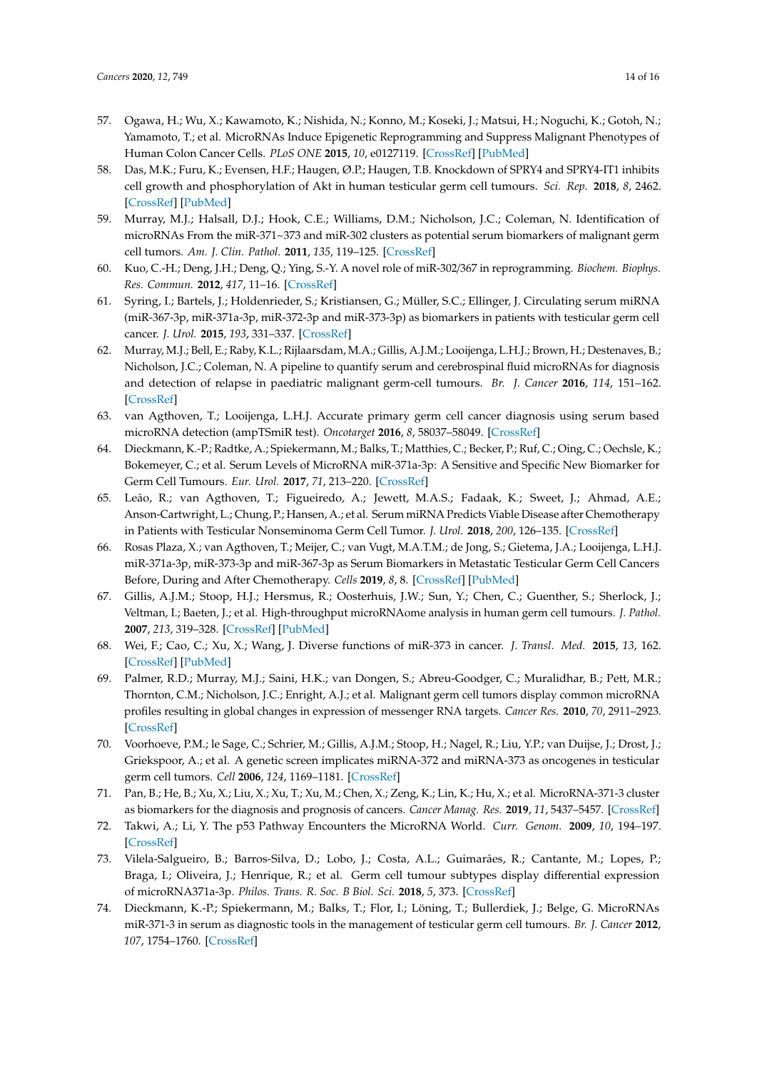57. Ogawa, H.; Wu, X.; Kawamoto, K.; Nishida, N.; Konno, M.; Koseki, J.; Matsui, H.; Noguchi, K.; Gotoh, N.; Yamamoto, T.; et al. MicroRNAs Induce Epigenetic Reprogramming and Suppress Malignant Phenotypes of Human Colon Cancer Cells. *PLoS ONE* **2015**, *10*, e0127119. [CrossRef] [PubMed]
58. Das, M.K.; Furu, K.; Evensen, H.F.; Haugen, Ø.P.; Haugen, T.B. Knockdown of SPRY4 and SPRY4-IT1 inhibits cell growth and phosphorylation of Akt in human testicular germ cell tumours. *Sci. Rep.* **2018**, *8*, 2462. [CrossRef] [PubMed]
59. Murray, M.J.; Halsall, D.J.; Hook, C.E.; Williams, D.M.; Nicholson, J.C.; Coleman, N. Identification of microRNAs From the miR-371~373 and miR-302 clusters as potential serum biomarkers of malignant germ cell tumors. *Am. J. Clin. Pathol.* **2011**, *135*, 119–125. [CrossRef]
60. Kuo, C.-H.; Deng, J.H.; Deng, Q.; Ying, S.-Y. A novel role of miR-302/367 in reprogramming. *Biochem. Biophys. Res. Commun.* **2012**, *417*, 11–16. [CrossRef]
61. Syring, I.; Bartels, J.; Holdenrieder, S.; Kristiansen, G.; Müller, S.C.; Ellinger, J. Circulating serum miRNA (miR-367-3p, miR-371a-3p, miR-372-3p and miR-373-3p) as biomarkers in patients with testicular germ cell cancer. *J. Urol.* **2015**, *193*, 331–337. [CrossRef]
62. Murray, M.J.; Bell, E.; Raby, K.L.; Rijlaarsdam, M.A.; Gillis, A.J.M.; Looijenga, L.H.J.; Brown, H.; Destenaves, B.; Nicholson, J.C.; Coleman, N. A pipeline to quantify serum and cerebrospinal fluid microRNAs for diagnosis and detection of relapse in paediatric malignant germ-cell tumours. *Br. J. Cancer* **2016**, *114*, 151–162. [CrossRef]
63. van Agthoven, T.; Looijenga, L.H.J. Accurate primary germ cell cancer diagnosis using serum based microRNA detection (ampTSmiR test). *Oncotarget* **2016**, *8*, 58037–58049. [CrossRef]
64. Dieckmann, K.-P.; Radtke, A.; Spiekermann, M.; Balks, T.; Matthies, C.; Becker, P.; Ruf, C.; Oing, C.; Oechsle, K.; Bokemeyer, C.; et al. Serum Levels of MicroRNA miR-371a-3p: A Sensitive and Specific New Biomarker for Germ Cell Tumours. *Eur. Urol.* **2017**, *71*, 213–220. [CrossRef]
65. Leão, R.; van Agthoven, T.; Figueiredo, A.; Jewett, M.A.S.; Fadaak, K.; Sweet, J.; Ahmad, A.E.; Anson-Cartwright, L.; Chung, P.; Hansen, A.; et al. Serum miRNA Predicts Viable Disease after Chemotherapy in Patients with Testicular Nonseminoma Germ Cell Tumor. *J. Urol.* **2018**, *200*, 126–135. [CrossRef]
66. Rosas Plaza, X.; van Agthoven, T.; Meijer, C.; van Vugt, M.A.T.M.; de Jong, S.; Gietema, J.A.; Looijenga, L.H.J. miR-371a-3p, miR-373-3p and miR-367-3p as Serum Biomarkers in Metastatic Testicular Germ Cell Cancers Before, During and After Chemotherapy. *Cells* **2019**, *8*, 8. [CrossRef] [PubMed]
67. Gillis, A.J.M.; Stoop, H.J.; Hersmus, R.; Oosterhuis, J.W.; Sun, Y.; Chen, C.; Guenther, S.; Sherlock, J.; Veltman, I.; Baeten, J.; et al. High-throughput microRNAome analysis in human germ cell tumours. *J. Pathol.* **2007**, *213*, 319–328. [CrossRef] [PubMed]
68. Wei, F.; Cao, C.; Xu, X.; Wang, J. Diverse functions of miR-373 in cancer. *J. Transl. Med.* **2015**, *13*, 162. [CrossRef] [PubMed]
69. Palmer, R.D.; Murray, M.J.; Saini, H.K.; van Dongen, S.; Abreu-Goodger, C.; Muralidhar, B.; Pett, M.R.; Thornton, C.M.; Nicholson, J.C.; Enright, A.J.; et al. Malignant germ cell tumors display common microRNA profiles resulting in global changes in expression of messenger RNA targets. *Cancer Res.* **2010**, *70*, 2911–2923. [CrossRef]
70. Voorhoeve, P.M.; le Sage, C.; Schrier, M.; Gillis, A.J.M.; Stoop, H.; Nagel, R.; Liu, Y.P.; van Duijse, J.; Drost, J.; Griekspoor, A.; et al. A genetic screen implicates miRNA-372 and miRNA-373 as oncogenes in testicular germ cell tumors. *Cell* **2006**, *124*, 1169–1181. [CrossRef]
71. Pan, B.; He, B.; Xu, X.; Liu, X.; Xu, T.; Xu, M.; Chen, X.; Zeng, K.; Lin, K.; Hu, X.; et al. MicroRNA-371-3 cluster as biomarkers for the diagnosis and prognosis of cancers. *Cancer Manag. Res.* **2019**, *11*, 5437–5457. [CrossRef]
72. Takwi, A.; Li, Y. The p53 Pathway Encounters the MicroRNA World. *Curr. Genom.* **2009**, *10*, 194–197. [CrossRef]
73. Vilela-Salgueiro, B.; Barros-Silva, D.; Lobo, J.; Costa, A.L.; Guimarães, R.; Cantante, M.; Lopes, P.; Braga, I.; Oliveira, J.; Henrique, R.; et al. Germ cell tumour subtypes display differential expression of microRNA371a-3p. *Philos. Trans. R. Soc. B Biol. Sci.* **2018**, *5*, 373. [CrossRef]
74. Dieckmann, K.-P.; Spiekermann, M.; Balks, T.; Flor, I.; Löning, T.; Bullerdiek, J.; Belge, G. MicroRNAs miR-371-3 in serum as diagnostic tools in the management of testicular germ cell tumours. *Br. J. Cancer* **2012**, *107*, 1754–1760. [CrossRef]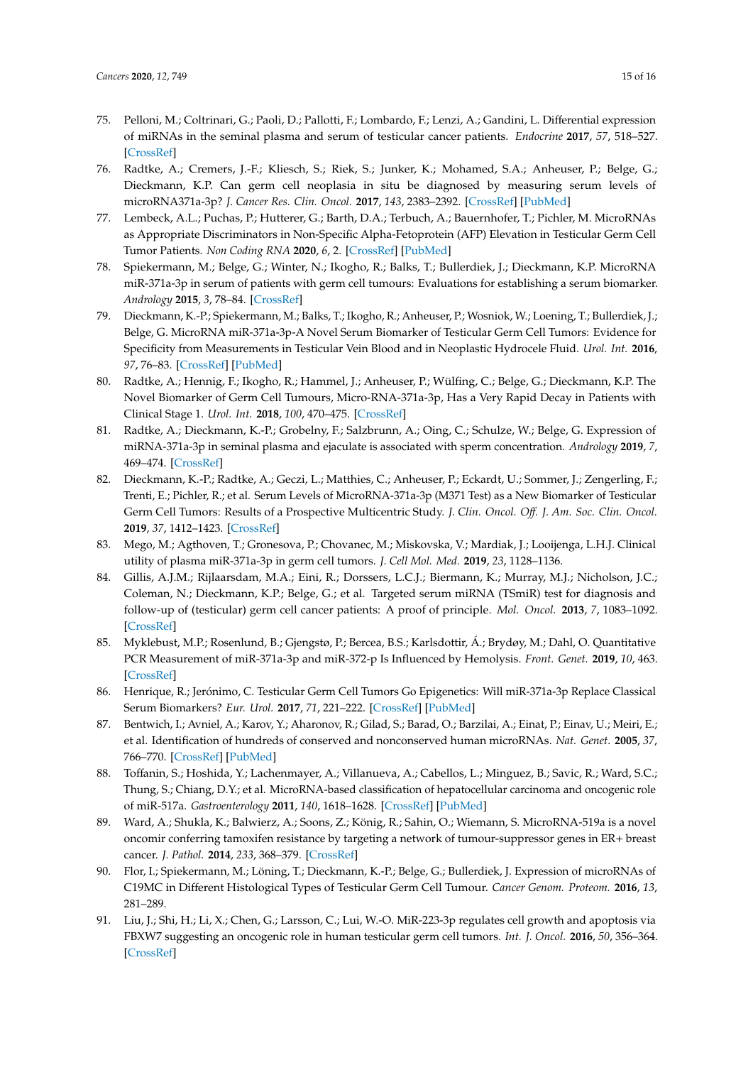75. Pelloni, M.; Coltrinari, G.; Paoli, D.; Pallotti, F.; Lombardo, F.; Lenzi, A.; Gandini, L. Differential expression of miRNAs in the seminal plasma and serum of testicular cancer patients. *Endocrine* **2017**, *57*, 518–527. [CrossRef]
76. Radtke, A.; Cremers, J.-F.; Kliesch, S.; Riek, S.; Junker, K.; Mohamed, S.A.; Anheuser, P.; Belge, G.; Dieckmann, K.P. Can germ cell neoplasia in situ be diagnosed by measuring serum levels of microRNA371a-3p? *J. Cancer Res. Clin. Oncol.* **2017**, *143*, 2383–2392. [CrossRef] [PubMed]
77. Lembeck, A.L.; Puchas, P.; Hutterer, G.; Barth, D.A.; Terbuch, A.; Bauernhofer, T.; Pichler, M. MicroRNAs as Appropriate Discriminators in Non-Specific Alpha-Fetoprotein (AFP) Elevation in Testicular Germ Cell Tumor Patients. *Non Coding RNA* **2020**, *6*, 2. [CrossRef] [PubMed]
78. Spiekermann, M.; Belge, G.; Winter, N.; Ikogho, R.; Balks, T.; Bullerdiek, J.; Dieckmann, K.P. MicroRNA miR-371a-3p in serum of patients with germ cell tumours: Evaluations for establishing a serum biomarker. *Andrology* **2015**, *3*, 78–84. [CrossRef]
79. Dieckmann, K.-P.; Spiekermann, M.; Balks, T.; Ikogho, R.; Anheuser, P.; Wosniok, W.; Loening, T.; Bullerdiek, J.; Belge, G. MicroRNA miR-371a-3p-A Novel Serum Biomarker of Testicular Germ Cell Tumors: Evidence for Specificity from Measurements in Testicular Vein Blood and in Neoplastic Hydrocele Fluid. *Urol. Int.* **2016**, *97*, 76–83. [CrossRef] [PubMed]
80. Radtke, A.; Hennig, F.; Ikogho, R.; Hammel, J.; Anheuser, P.; Wülfing, C.; Belge, G.; Dieckmann, K.P. The Novel Biomarker of Germ Cell Tumours, Micro-RNA-371a-3p, Has a Very Rapid Decay in Patients with Clinical Stage 1. *Urol. Int.* **2018**, *100*, 470–475. [CrossRef]
81. Radtke, A.; Dieckmann, K.-P.; Grobelny, F.; Salzbrunn, A.; Oing, C.; Schulze, W.; Belge, G. Expression of miRNA-371a-3p in seminal plasma and ejaculate is associated with sperm concentration. *Andrology* **2019**, *7*, 469–474. [CrossRef]
82. Dieckmann, K.-P.; Radtke, A.; Geczi, L.; Matthies, C.; Anheuser, P.; Eckardt, U.; Sommer, J.; Zengerling, F.; Trenti, E.; Pichler, R.; et al. Serum Levels of MicroRNA-371a-3p (M371 Test) as a New Biomarker of Testicular Germ Cell Tumors: Results of a Prospective Multicentric Study. *J. Clin. Oncol. Off. J. Am. Soc. Clin. Oncol.* **2019**, *37*, 1412–1423. [CrossRef]
83. Mego, M.; Agthoven, T.; Gronesova, P.; Chovanec, M.; Miskovska, V.; Mardiak, J.; Looijenga, L.H.J. Clinical utility of plasma miR-371a-3p in germ cell tumors. *J. Cell Mol. Med.* **2019**, *23*, 1128–1136.
84. Gillis, A.J.M.; Rijlaarsdam, M.A.; Eini, R.; Dorssers, L.C.J.; Biermann, K.; Murray, M.J.; Nicholson, J.C.; Coleman, N.; Dieckmann, K.P.; Belge, G.; et al. Targeted serum miRNA (TSmiR) test for diagnosis and follow-up of (testicular) germ cell cancer patients: A proof of principle. *Mol. Oncol.* **2013**, *7*, 1083–1092. [CrossRef]
85. Myklebust, M.P.; Rosenlund, B.; Gjengstø, P.; Bercea, B.S.; Karlsdottir, Á.; Brydøy, M.; Dahl, O. Quantitative PCR Measurement of miR-371a-3p and miR-372-p Is Influenced by Hemolysis. *Front. Genet.* **2019**, *10*, 463. [CrossRef]
86. Henrique, R.; Jerónimo, C. Testicular Germ Cell Tumors Go Epigenetics: Will miR-371a-3p Replace Classical Serum Biomarkers? *Eur. Urol.* **2017**, *71*, 221–222. [CrossRef] [PubMed]
87. Bentwich, I.; Avniel, A.; Karov, Y.; Aharonov, R.; Gilad, S.; Barad, O.; Barzilai, A.; Einat, P.; Einav, U.; Meiri, E.; et al. Identification of hundreds of conserved and nonconserved human microRNAs. *Nat. Genet.* **2005**, *37*, 766–770. [CrossRef] [PubMed]
88. Toffanin, S.; Hoshida, Y.; Lachenmayer, A.; Villanueva, A.; Cabellos, L.; Minguez, B.; Savic, R.; Ward, S.C.; Thung, S.; Chiang, D.Y.; et al. MicroRNA-based classification of hepatocellular carcinoma and oncogenic role of miR-517a. *Gastroenterology* **2011**, *140*, 1618–1628. [CrossRef] [PubMed]
89. Ward, A.; Shukla, K.; Balwierz, A.; Soons, Z.; König, R.; Sahin, O.; Wiemann, S. MicroRNA-519a is a novel oncomir conferring tamoxifen resistance by targeting a network of tumour-suppressor genes in ER+ breast cancer. *J. Pathol.* **2014**, *233*, 368–379. [CrossRef]
90. Flor, I.; Spiekermann, M.; Löning, T.; Dieckmann, K.-P.; Belge, G.; Bullerdiek, J. Expression of microRNAs of C19MC in Different Histological Types of Testicular Germ Cell Tumour. *Cancer Genom. Proteom.* **2016**, *13*, 281–289.
91. Liu, J.; Shi, H.; Li, X.; Chen, G.; Larsson, C.; Lui, W.-O. MiR-223-3p regulates cell growth and apoptosis via FBXW7 suggesting an oncogenic role in human testicular germ cell tumors. *Int. J. Oncol.* **2016**, *50*, 356–364. [CrossRef]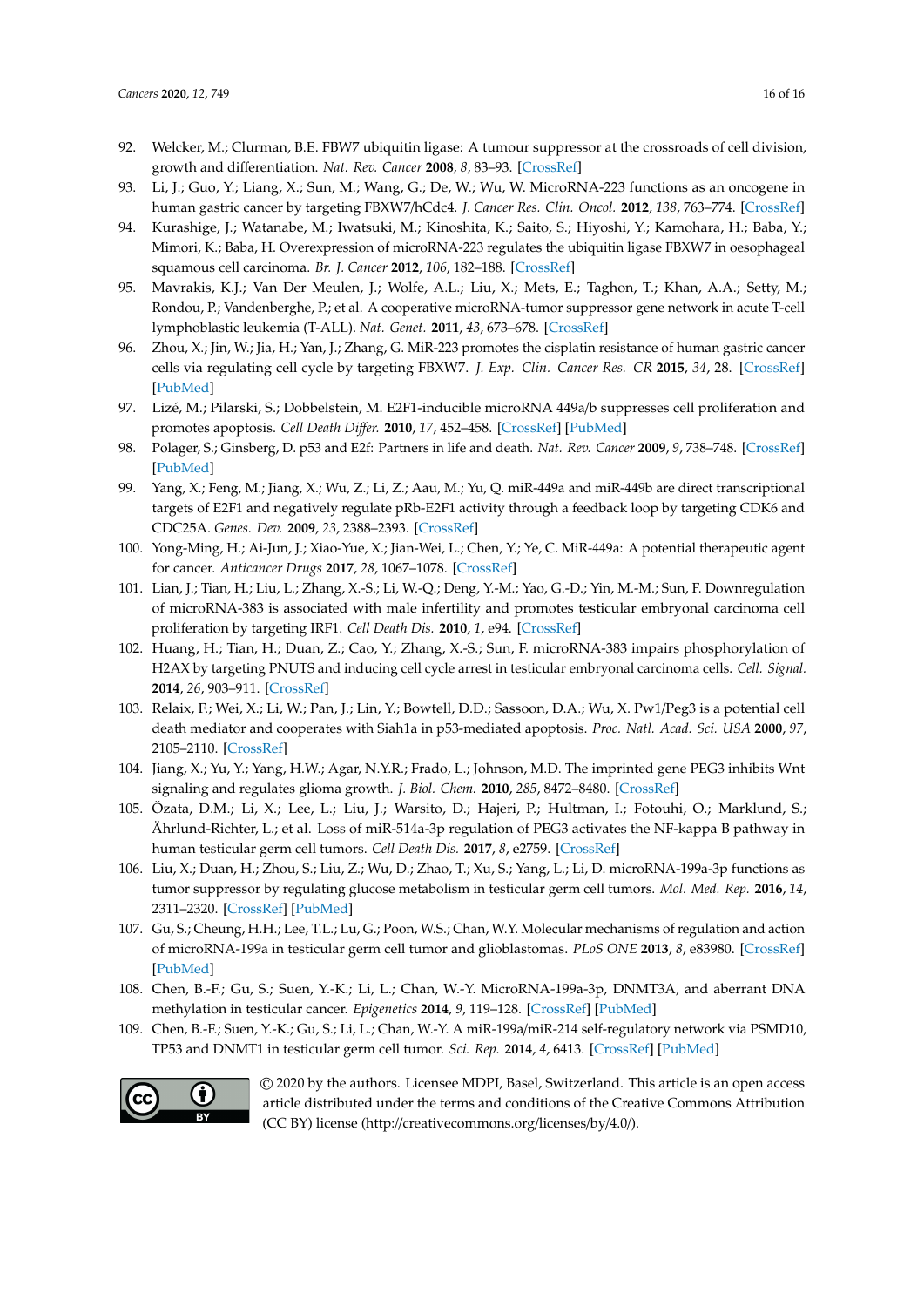92. Welcker, M.; Clurman, B.E. FBW7 ubiquitin ligase: A tumour suppressor at the crossroads of cell division, growth and differentiation. *Nat. Rev. Cancer* **2008**, *8*, 83–93. [CrossRef]
93. Li, J.; Guo, Y.; Liang, X.; Sun, M.; Wang, G.; De, W.; Wu, W. MicroRNA-223 functions as an oncogene in human gastric cancer by targeting FBXW7/hCdc4. *J. Cancer Res. Clin. Oncol.* **2012**, *138*, 763–774. [CrossRef]
94. Kurashige, J.; Watanabe, M.; Iwatsuki, M.; Kinoshita, K.; Saito, S.; Hiyoshi, Y.; Kamohara, H.; Baba, Y.; Mimori, K.; Baba, H. Overexpression of microRNA-223 regulates the ubiquitin ligase FBXW7 in oesophageal squamous cell carcinoma. *Br. J. Cancer* **2012**, *106*, 182–188. [CrossRef]
95. Mavrakis, K.J.; Van Der Meulen, J.; Wolfe, A.L.; Liu, X.; Mets, E.; Taghon, T.; Khan, A.A.; Setty, M.; Rondou, P.; Vandenberghe, P.; et al. A cooperative microRNA-tumor suppressor gene network in acute T-cell lymphoblastic leukemia (T-ALL). *Nat. Genet.* **2011**, *43*, 673–678. [CrossRef]
96. Zhou, X.; Jin, W.; Jia, H.; Yan, J.; Zhang, G. MiR-223 promotes the cisplatin resistance of human gastric cancer cells via regulating cell cycle by targeting FBXW7. *J. Exp. Clin. Cancer Res. CR* **2015**, *34*, 28. [CrossRef] [PubMed]
97. Lizé, M.; Pilarski, S.; Dobbelstein, M. E2F1-inducible microRNA 449a/b suppresses cell proliferation and promotes apoptosis. *Cell Death Differ.* **2010**, *17*, 452–458. [CrossRef] [PubMed]
98. Polager, S.; Ginsberg, D. p53 and E2f: Partners in life and death. *Nat. Rev. Cancer* **2009**, *9*, 738–748. [CrossRef] [PubMed]
99. Yang, X.; Feng, M.; Jiang, X.; Wu, Z.; Li, Z.; Aau, M.; Yu, Q. miR-449a and miR-449b are direct transcriptional targets of E2F1 and negatively regulate pRb-E2F1 activity through a feedback loop by targeting CDK6 and CDC25A. *Genes. Dev.* **2009**, *23*, 2388–2393. [CrossRef]
100. Yong-Ming, H.; Ai-Jun, J.; Xiao-Yue, X.; Jian-Wei, L.; Chen, Y.; Ye, C. MiR-449a: A potential therapeutic agent for cancer. *Anticancer Drugs* **2017**, *28*, 1067–1078. [CrossRef]
101. Lian, J.; Tian, H.; Liu, L.; Zhang, X.-S.; Li, W.-Q.; Deng, Y.-M.; Yao, G.-D.; Yin, M.-M.; Sun, F. Downregulation of microRNA-383 is associated with male infertility and promotes testicular embryonal carcinoma cell proliferation by targeting IRF1. *Cell Death Dis.* **2010**, *1*, e94. [CrossRef]
102. Huang, H.; Tian, H.; Duan, Z.; Cao, Y.; Zhang, X.-S.; Sun, F. microRNA-383 impairs phosphorylation of H2AX by targeting PNUTS and inducing cell cycle arrest in testicular embryonal carcinoma cells. *Cell. Signal.* **2014**, *26*, 903–911. [CrossRef]
103. Relaix, F.; Wei, X.; Li, W.; Pan, J.; Lin, Y.; Bowtell, D.D.; Sassoon, D.A.; Wu, X. Pw1/Peg3 is a potential cell death mediator and cooperates with Siah1a in p53-mediated apoptosis. *Proc. Natl. Acad. Sci. USA* **2000**, *97*, 2105–2110. [CrossRef]
104. Jiang, X.; Yu, Y.; Yang, H.W.; Agar, N.Y.R.; Frado, L.; Johnson, M.D. The imprinted gene PEG3 inhibits Wnt signaling and regulates glioma growth. *J. Biol. Chem.* **2010**, *285*, 8472–8480. [CrossRef]
105. Özata, D.M.; Li, X.; Lee, L.; Liu, J.; Warsito, D.; Hajeri, P.; Hultman, I.; Fotouhi, O.; Marklund, S.; Ährlund-Richter, L.; et al. Loss of miR-514a-3p regulation of PEG3 activates the NF-kappa B pathway in human testicular germ cell tumors. *Cell Death Dis.* **2017**, *8*, e2759. [CrossRef]
106. Liu, X.; Duan, H.; Zhou, S.; Liu, Z.; Wu, D.; Zhao, T.; Xu, S.; Yang, L.; Li, D. microRNA-199a-3p functions as tumor suppressor by regulating glucose metabolism in testicular germ cell tumors. *Mol. Med. Rep.* **2016**, *14*, 2311–2320. [CrossRef] [PubMed]
107. Gu, S.; Cheung, H.H.; Lee, T.L.; Lu, G.; Poon, W.S.; Chan, W.Y. Molecular mechanisms of regulation and action of microRNA-199a in testicular germ cell tumor and glioblastomas. *PLoS ONE* **2013**, *8*, e83980. [CrossRef] [PubMed]
108. Chen, B.-F.; Gu, S.; Suen, Y.-K.; Li, L.; Chan, W.-Y. MicroRNA-199a-3p, DNMT3A, and aberrant DNA methylation in testicular cancer. *Epigenetics* **2014**, *9*, 119–128. [CrossRef] [PubMed]
109. Chen, B.-F.; Suen, Y.-K.; Gu, S.; Li, L.; Chan, W.-Y. A miR-199a/miR-214 self-regulatory network via PSMD10, TP53 and DNMT1 in testicular germ cell tumor. *Sci. Rep.* **2014**, *4*, 6413. [CrossRef] [PubMed]

© 2020 by the authors. Licensee MDPI, Basel, Switzerland. This article is an open access article distributed under the terms and conditions of the Creative Commons Attribution (CC BY) license (http://creativecommons.org/licenses/by/4.0/).